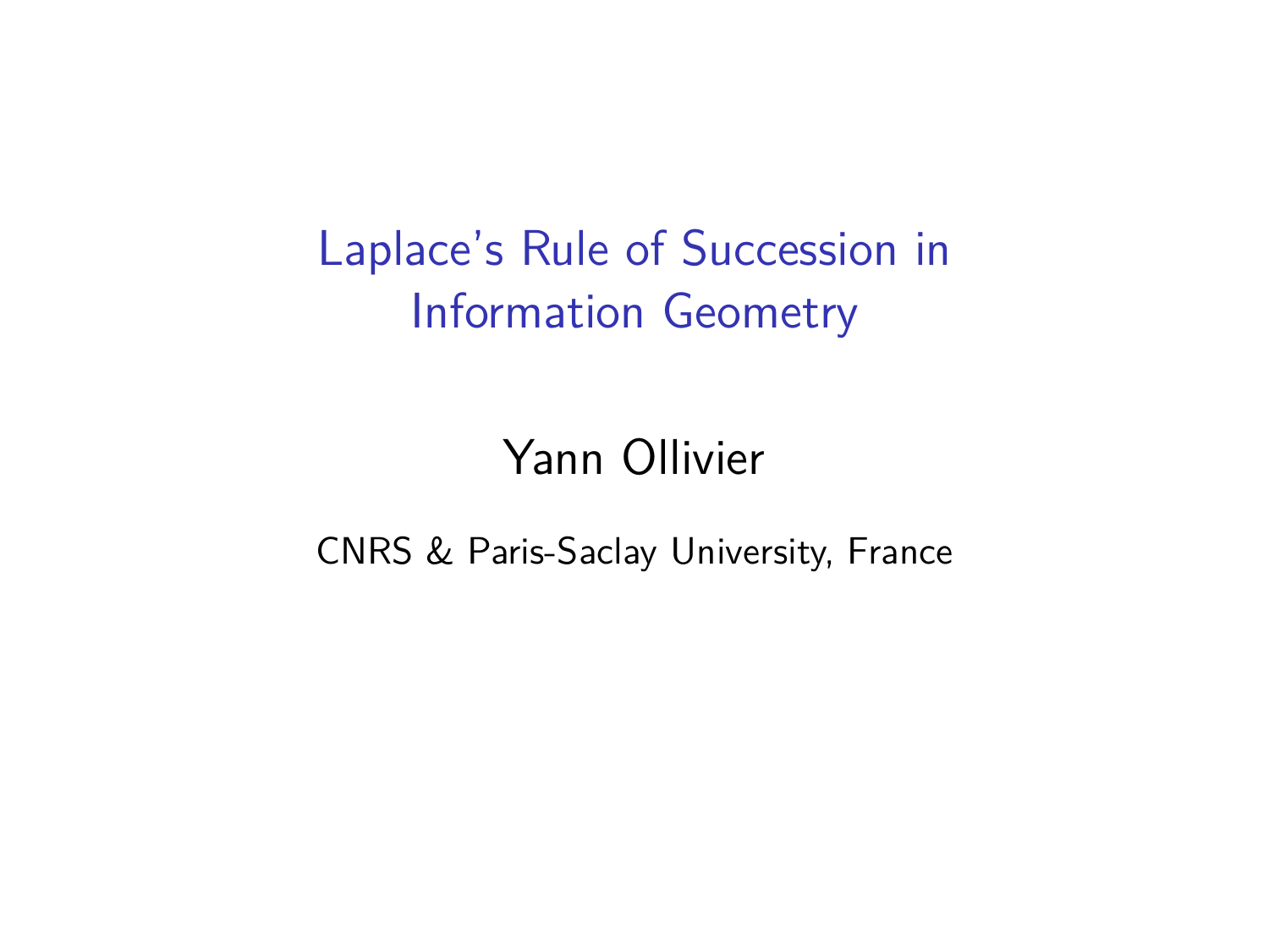# Laplace's Rule of Succession in Information Geometry

Yann Ollivier

CNRS & Paris-Saclay University, France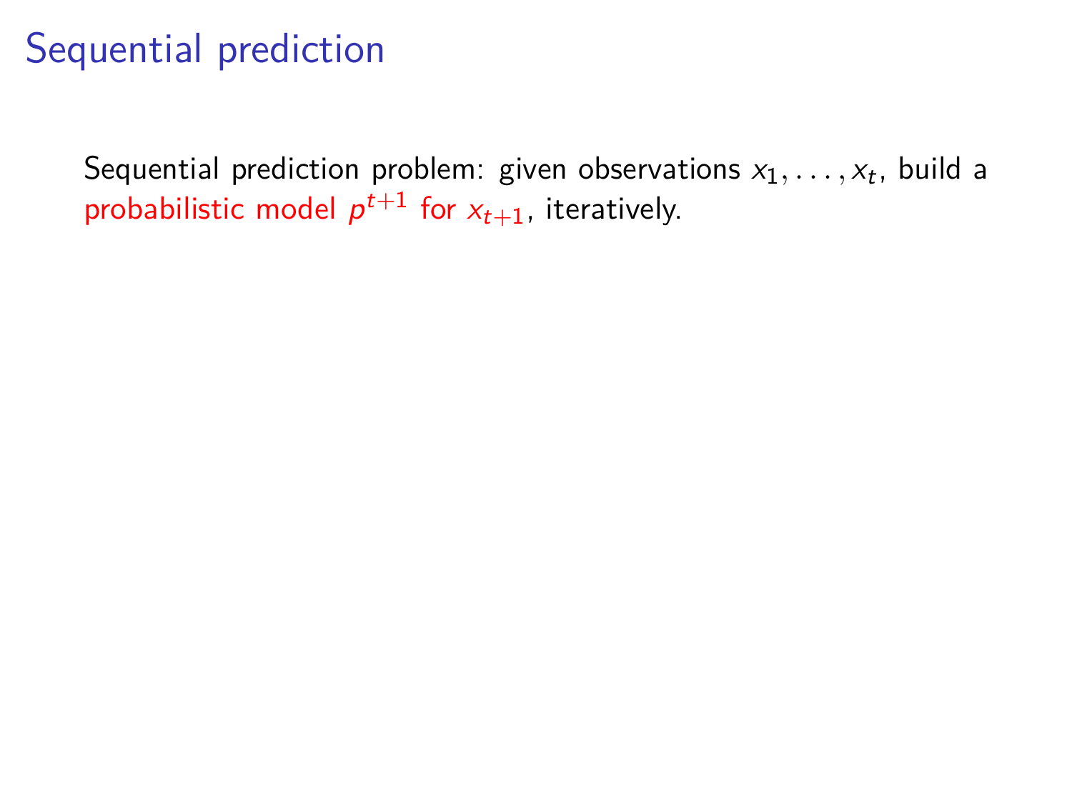# Sequential prediction

Sequential prediction problem: given observations $x_1, \ldots, x_t$, build a probabilistic model $p^{t+1}$ for $x_{t+1}$, iteratively.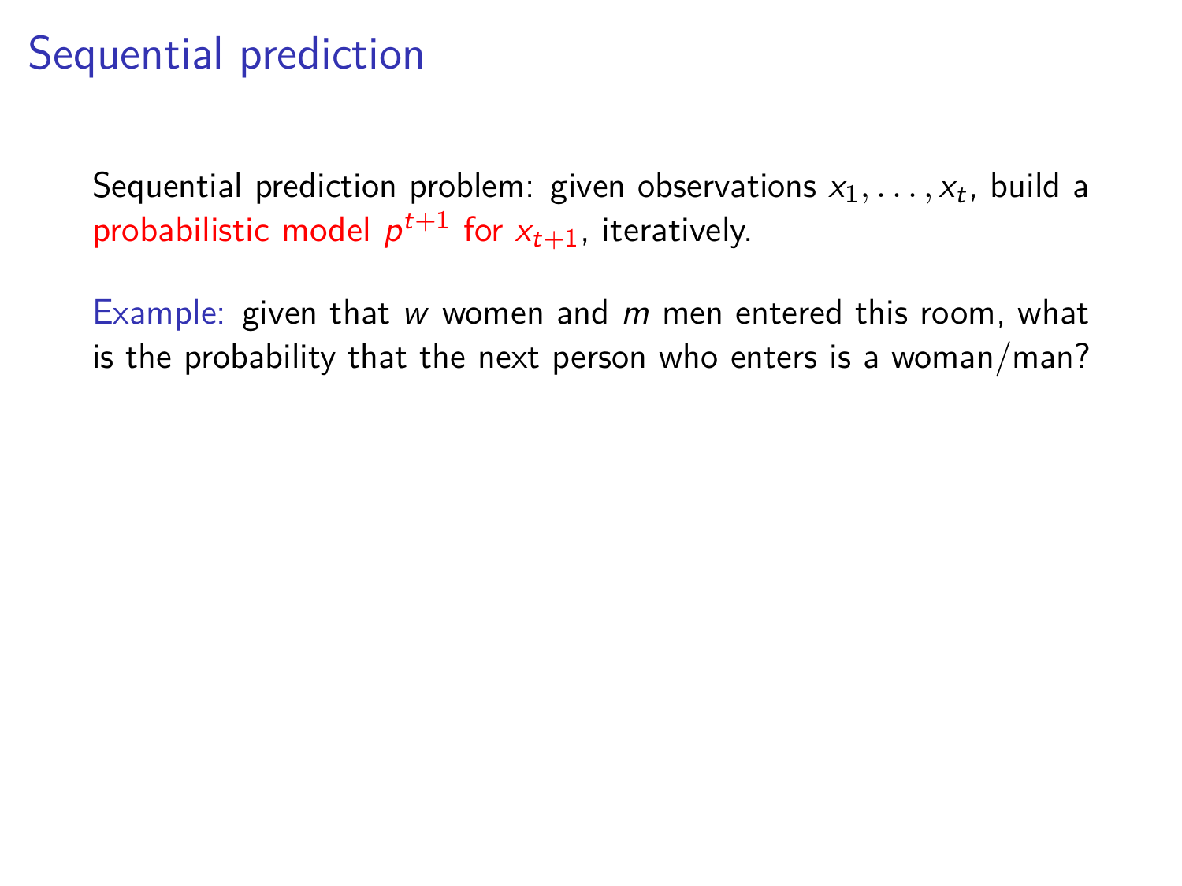# Sequential prediction

Sequential prediction problem: given observations $x_1, \ldots, x_t$, build a probabilistic model $p^{t+1}$ for $x_{t+1}$, iteratively.

Example: given that $w$ women and $m$ men entered this room, what is the probability that the next person who enters is a woman/man?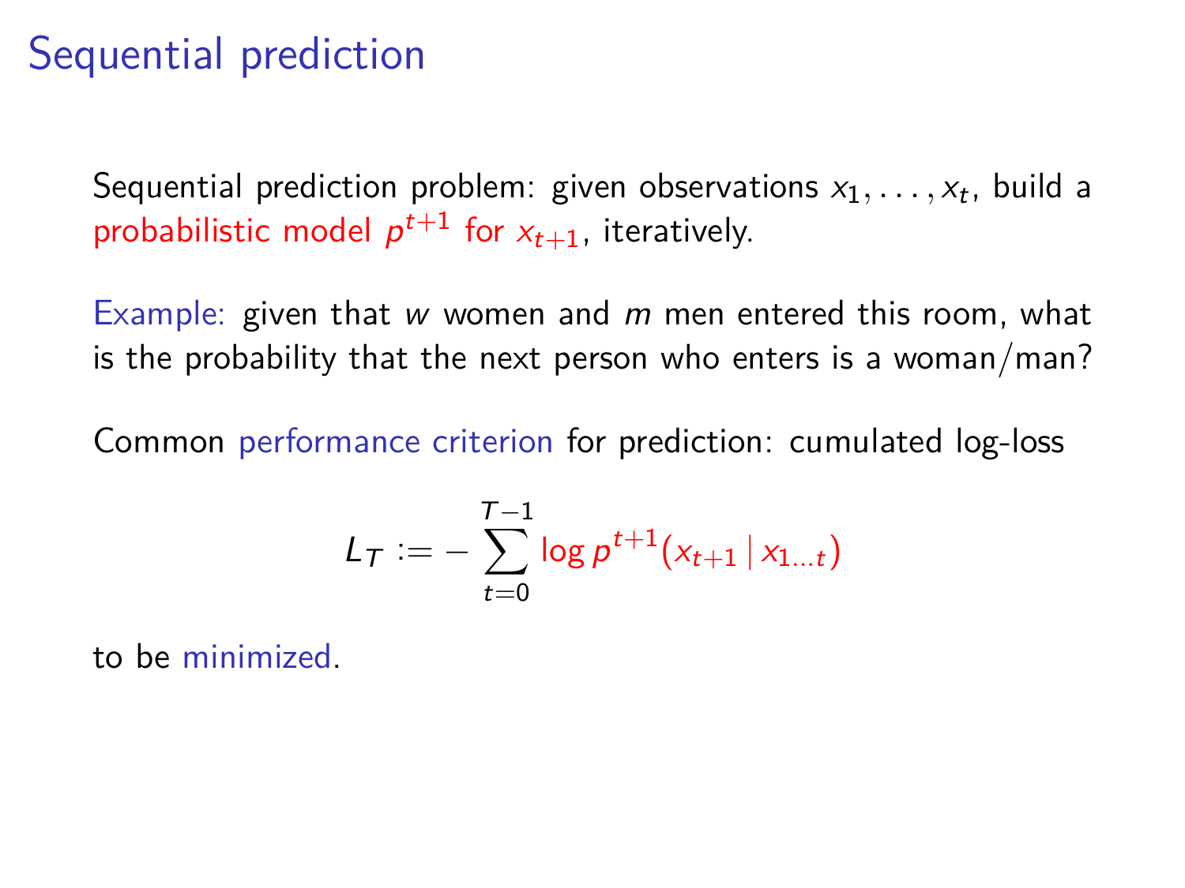# Sequential prediction

Sequential prediction problem: given observations $x_1, \ldots, x_t$, build a probabilistic model $p^{t+1}$ for $x_{t+1}$, iteratively.

Example: given that $w$ women and $m$ men entered this room, what is the probability that the next person who enters is a woman/man?

Common performance criterion for prediction: cumulated log-loss

$$L_T := -\sum_{t=0}^{T-1} \log p^{t+1}(x_{t+1} \mid x_{1\ldots t})$$

to be minimized.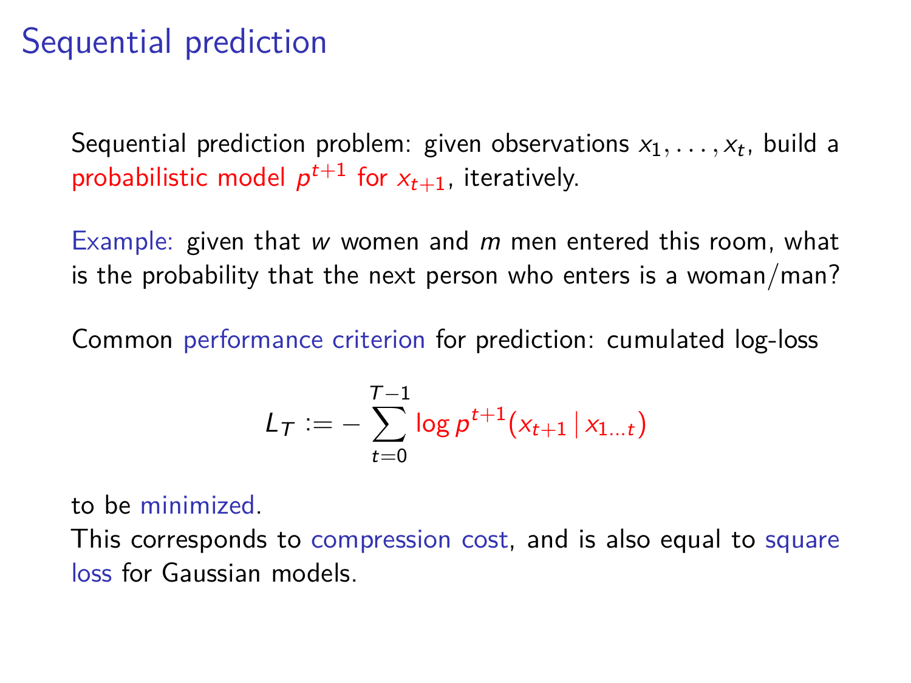# Sequential prediction

Sequential prediction problem: given observations $x_1, \ldots, x_t$, build a probabilistic model $p^{t+1}$ for $x_{t+1}$, iteratively.

Example: given that $w$ women and $m$ men entered this room, what is the probability that the next person who enters is a woman/man?

Common performance criterion for prediction: cumulated log-loss

$$L_T := -\sum_{t=0}^{T-1} \log p^{t+1}(x_{t+1} \mid x_{1\ldots t})$$

to be minimized.

This corresponds to compression cost, and is also equal to square loss for Gaussian models.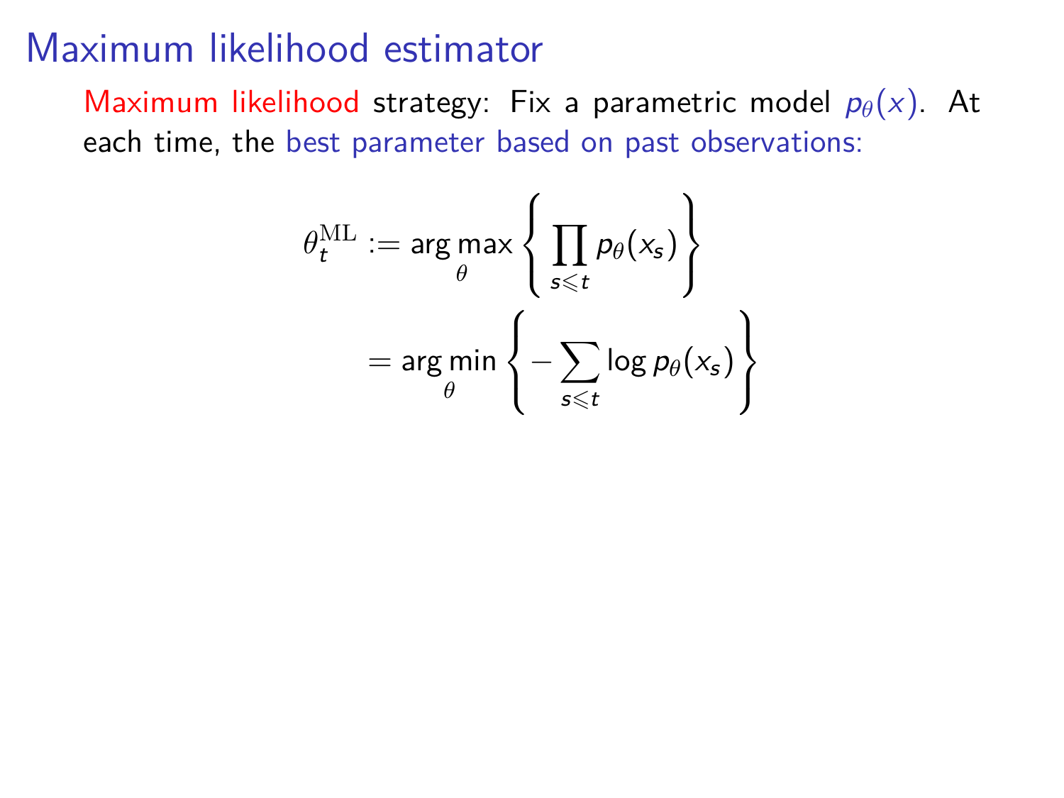# Maximum likelihood estimator

Maximum likelihood strategy: Fix a parametric model $p_\theta(x)$. At each time, the best parameter based on past observations:

$$
\begin{aligned}
\theta_t^{\mathrm{ML}} &:= \arg\max_\theta \left\{ \prod_{s \leqslant t} p_\theta(x_s) \right\} \\
&= \arg\min_\theta \left\{ - \sum_{s \leqslant t} \log p_\theta(x_s) \right\}
\end{aligned}
$$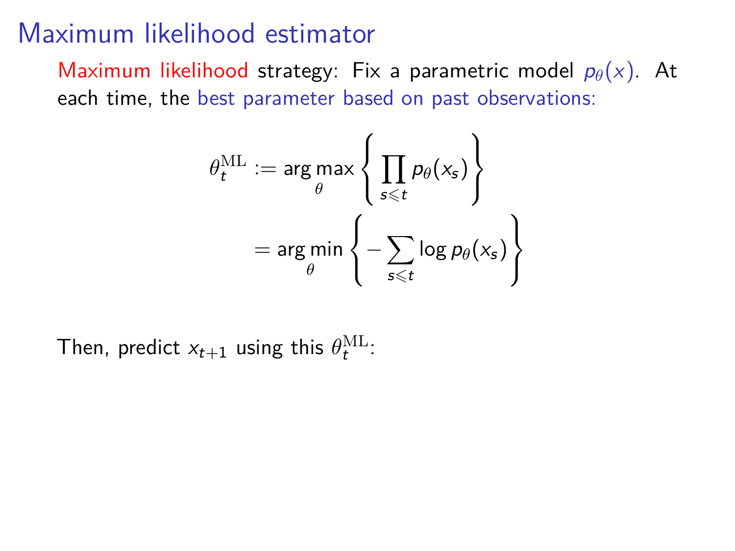# Maximum likelihood estimator

Maximum likelihood strategy: Fix a parametric model $p_\theta(x)$. At each time, the best parameter based on past observations:

$$
\begin{aligned}
\theta_t^{\mathrm{ML}} &:= \arg\max_\theta \left\{ \prod_{s \leqslant t} p_\theta(x_s) \right\} \\
&= \arg\min_\theta \left\{ -\sum_{s \leqslant t} \log p_\theta(x_s) \right\}
\end{aligned}
$$

Then, predict $x_{t+1}$ using this $\theta_t^{\mathrm{ML}}$: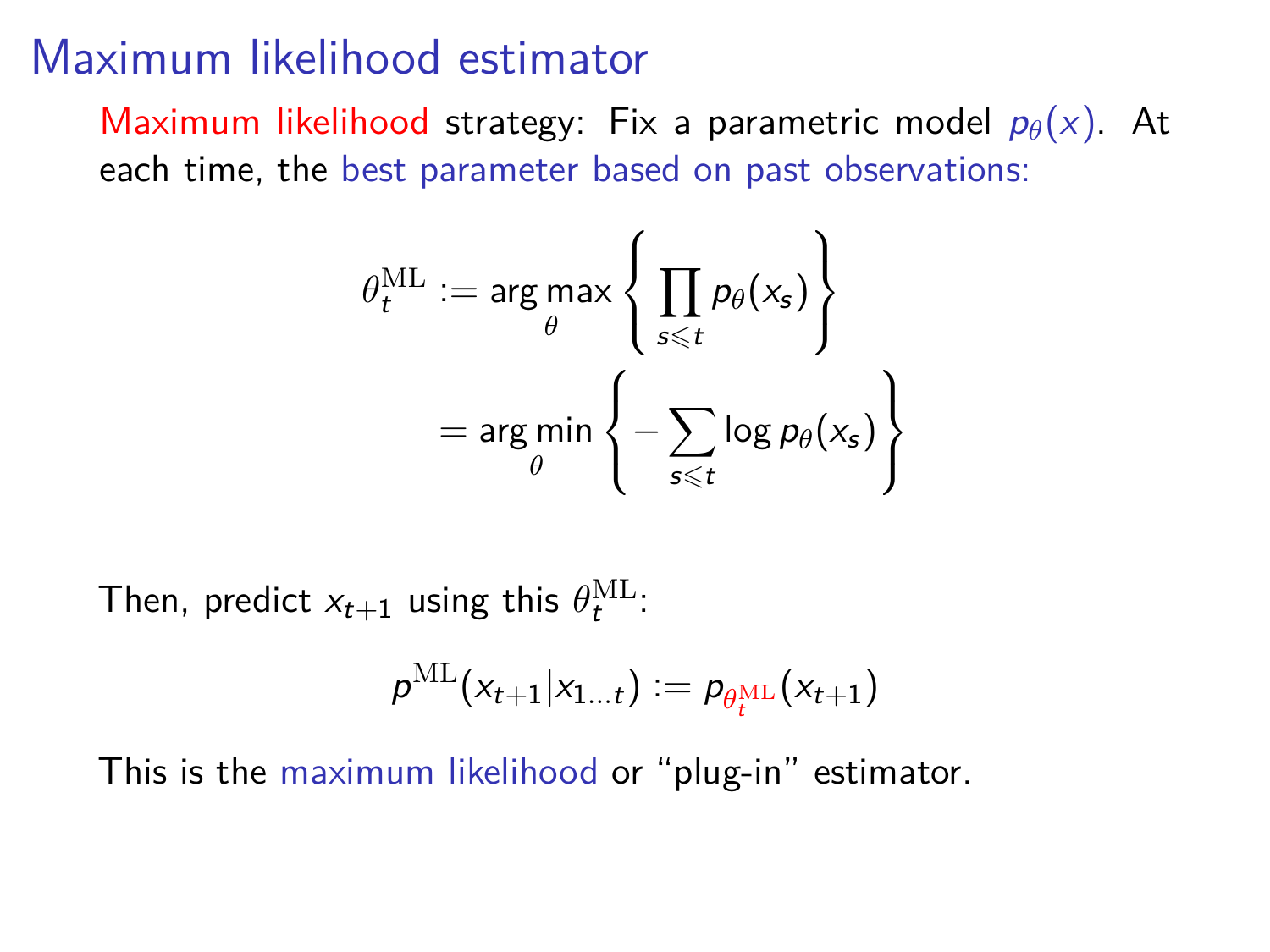# Maximum likelihood estimator

Maximum likelihood strategy: Fix a parametric model $p_\theta(x)$. At each time, the best parameter based on past observations:

$$\theta_t^{\mathrm{ML}} := \arg\max_\theta \left\{ \prod_{s \leqslant t} p_\theta(x_s) \right\}$$

$$= \arg\min_\theta \left\{ -\sum_{s \leqslant t} \log p_\theta(x_s) \right\}$$

Then, predict $x_{t+1}$ using this $\theta_t^{\mathrm{ML}}$:

$$p^{\mathrm{ML}}(x_{t+1} | x_{1\ldots t}) := p_{\theta_t^{\mathrm{ML}}}(x_{t+1})$$

This is the maximum likelihood or "plug-in" estimator.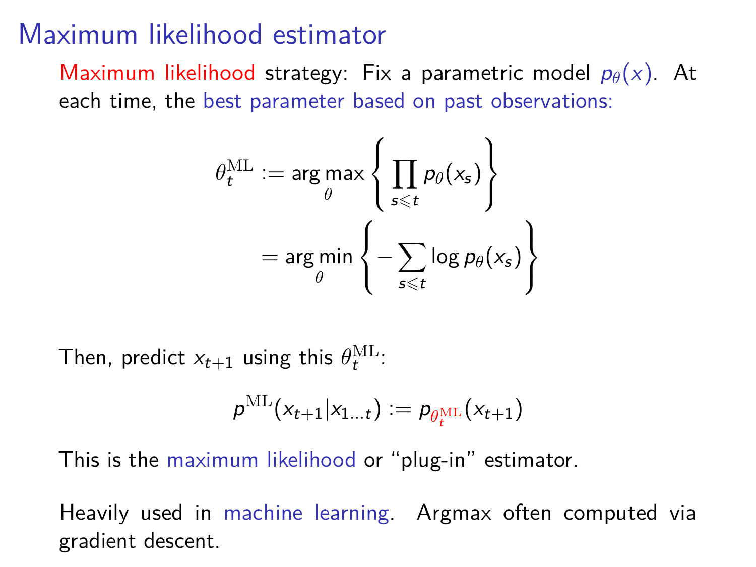# Maximum likelihood estimator

Maximum likelihood strategy: Fix a parametric model $p_\theta(x)$. At each time, the best parameter based on past observations:

$$
\begin{aligned}
\theta_t^{\mathrm{ML}} &:= \arg\max_\theta \left\{ \prod_{s \leqslant t} p_\theta(x_s) \right\} \\
&= \arg\min_\theta \left\{ -\sum_{s \leqslant t} \log p_\theta(x_s) \right\}
\end{aligned}
$$

Then, predict $x_{t+1}$ using this $\theta_t^{\mathrm{ML}}$:

$$
p^{\mathrm{ML}}(x_{t+1} | x_{1\ldots t}) := p_{\theta_t^{\mathrm{ML}}}(x_{t+1})
$$

This is the maximum likelihood or "plug-in" estimator.

Heavily used in machine learning. Argmax often computed via gradient descent.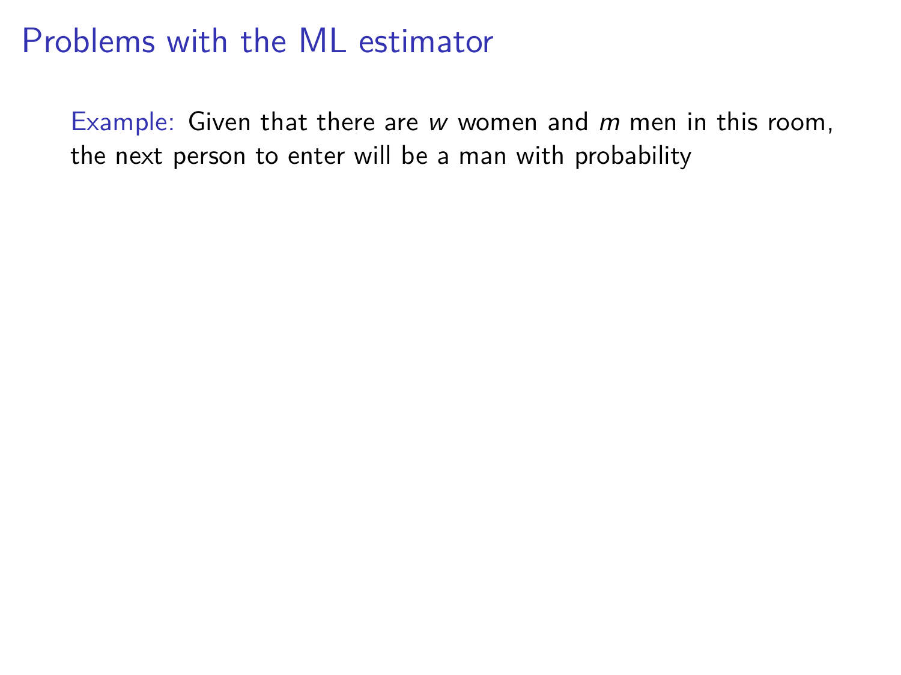# Problems with the ML estimator

Example: Given that there are $w$ women and $m$ men in this room, the next person to enter will be a man with probability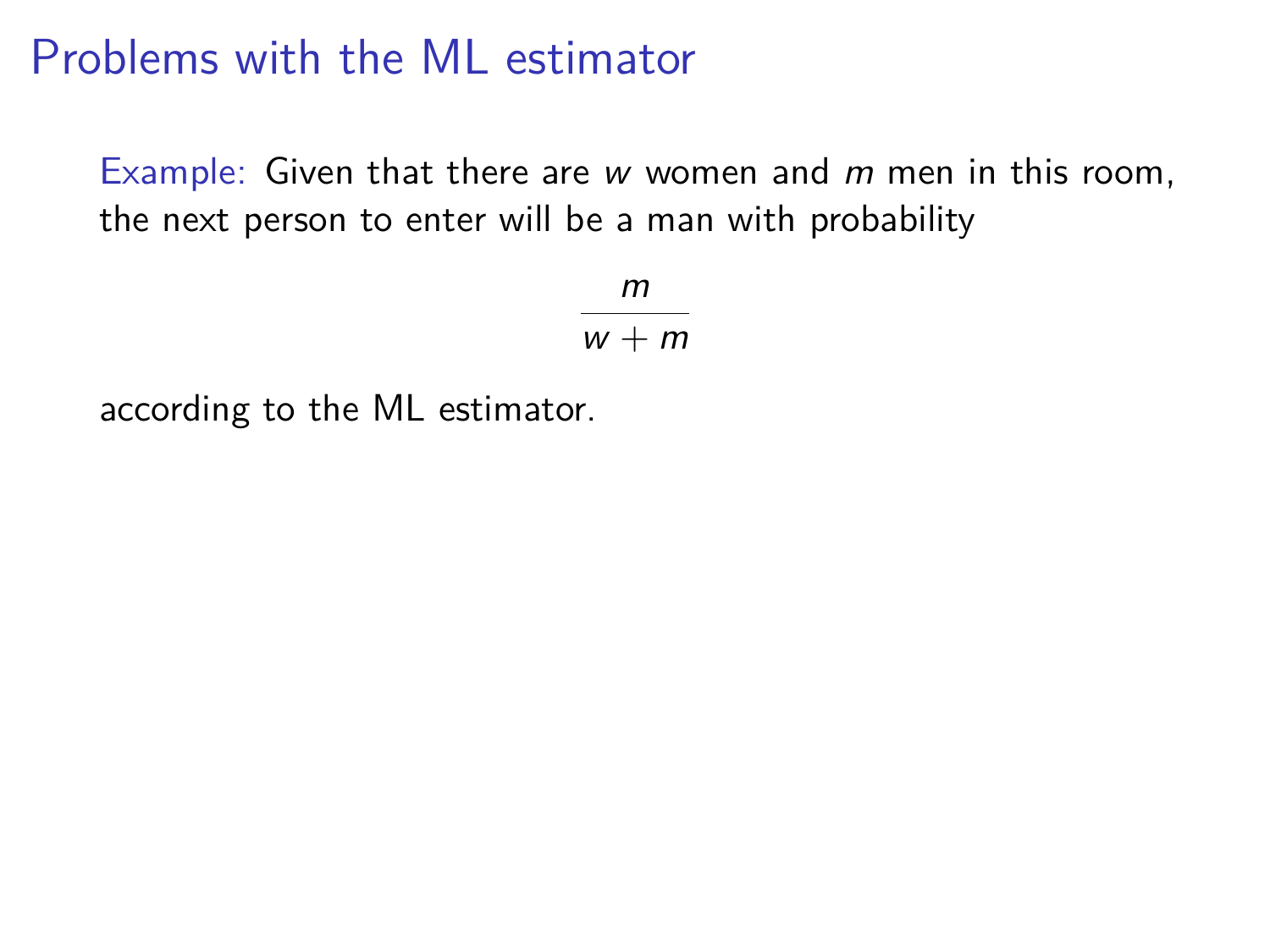# Problems with the ML estimator

Example: Given that there are $w$ women and $m$ men in this room, the next person to enter will be a man with probability

$$\frac{m}{w+m}$$

according to the ML estimator.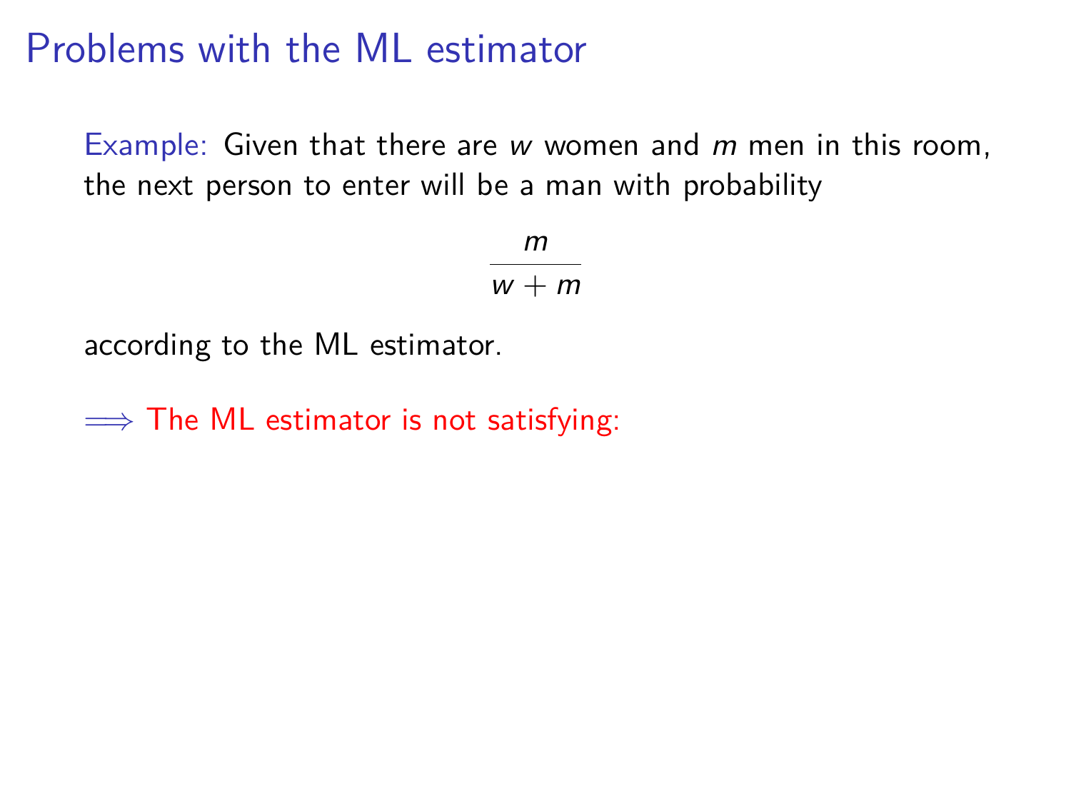# Problems with the ML estimator

Example: Given that there are $w$ women and $m$ men in this room, the next person to enter will be a man with probability

$$\frac{m}{w+m}$$

according to the ML estimator.

$\Longrightarrow$ The ML estimator is not satisfying: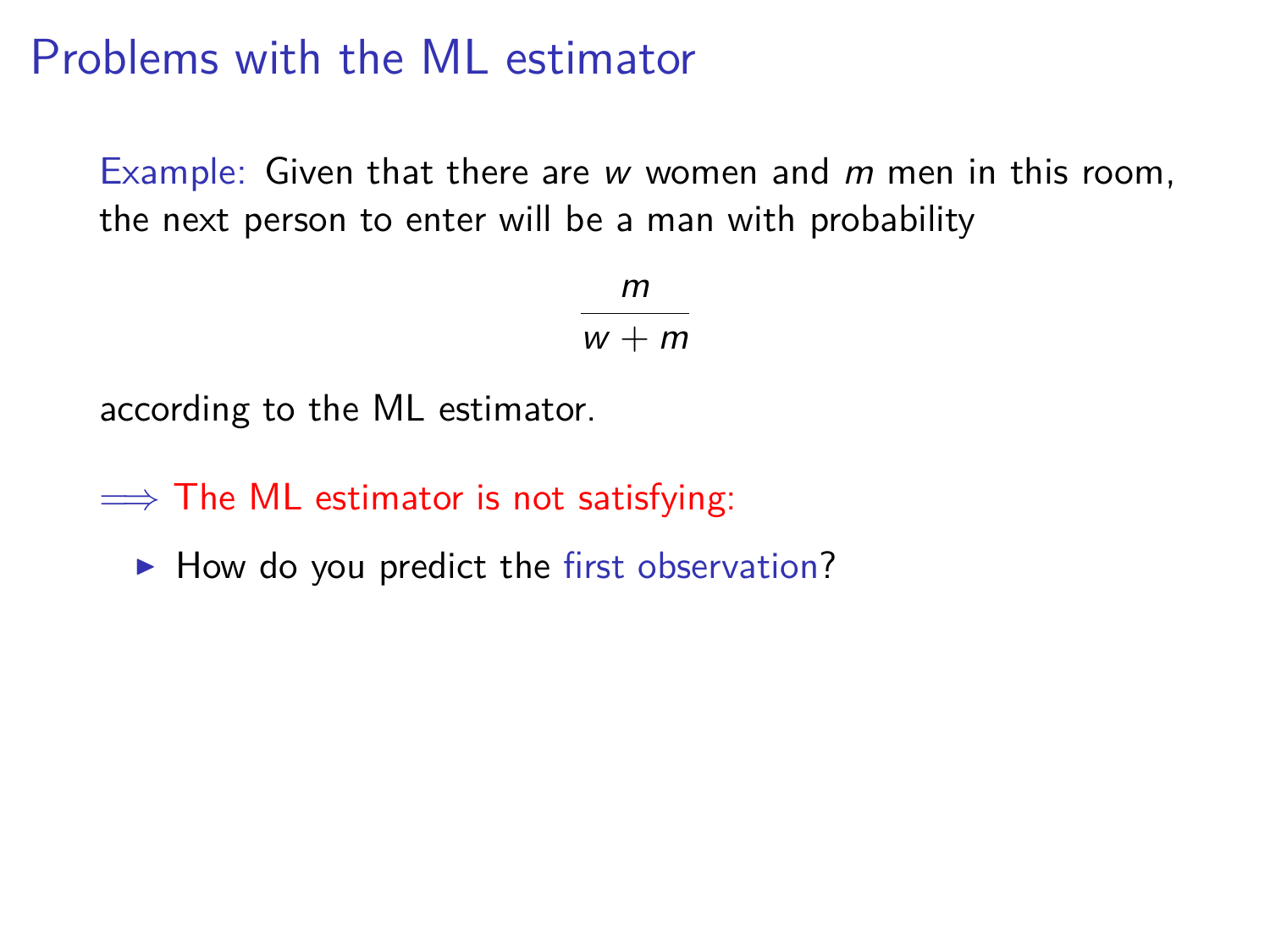# Problems with the ML estimator

Example: Given that there are $w$ women and $m$ men in this room, the next person to enter will be a man with probability

$$\frac{m}{w+m}$$

according to the ML estimator.

$\Longrightarrow$ The ML estimator is not satisfying:

- How do you predict the first observation?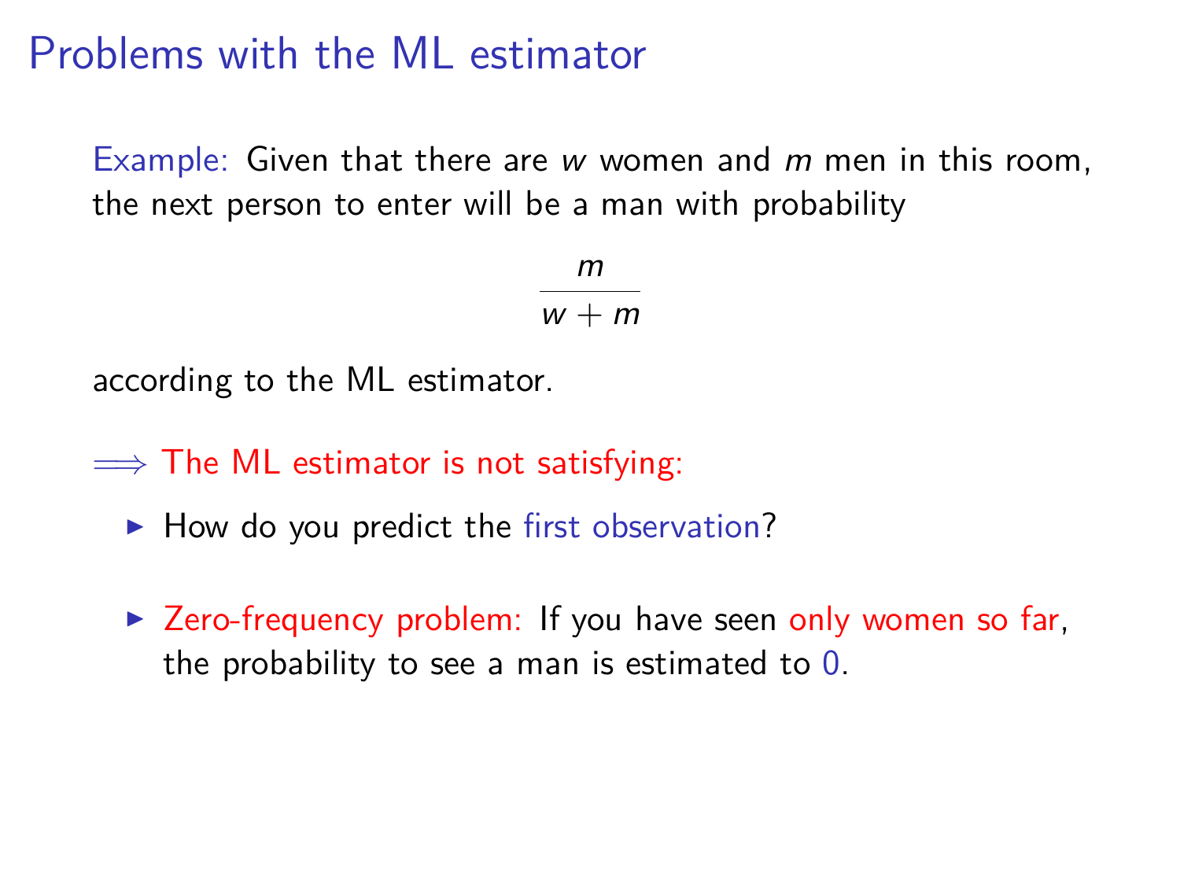# Problems with the ML estimator

Example: Given that there are $w$ women and $m$ men in this room, the next person to enter will be a man with probability

$$\frac{m}{w + m}$$

according to the ML estimator.

$\Longrightarrow$ The ML estimator is not satisfying:

- How do you predict the first observation?
- Zero-frequency problem: If you have seen only women so far, the probability to see a man is estimated to 0.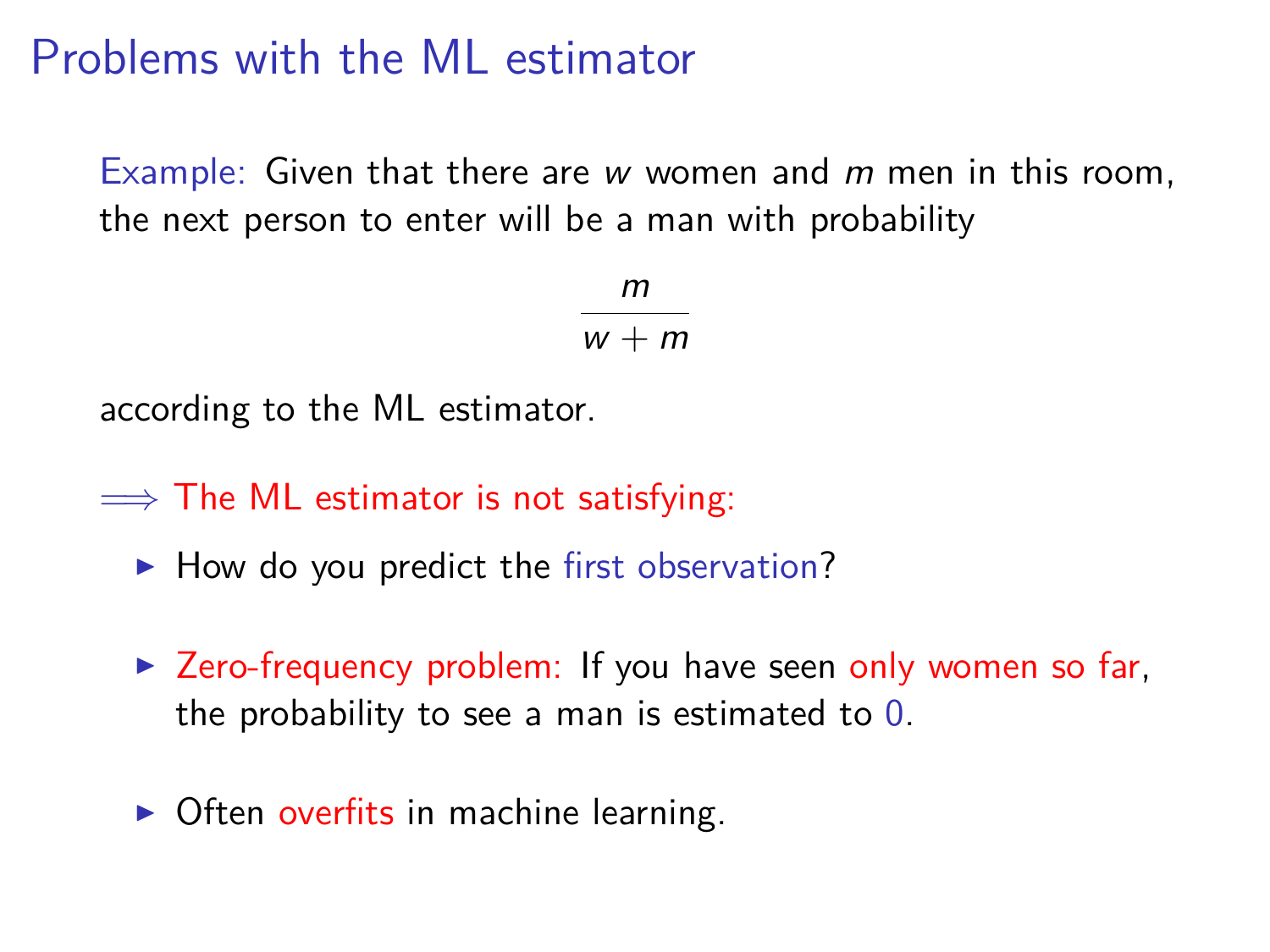# Problems with the ML estimator

Example: Given that there are $w$ women and $m$ men in this room, the next person to enter will be a man with probability

$$\frac{m}{w+m}$$

according to the ML estimator.

$\Longrightarrow$ The ML estimator is not satisfying:

- How do you predict the first observation?
- Zero-frequency problem: If you have seen only women so far, the probability to see a man is estimated to 0.
- Often overfits in machine learning.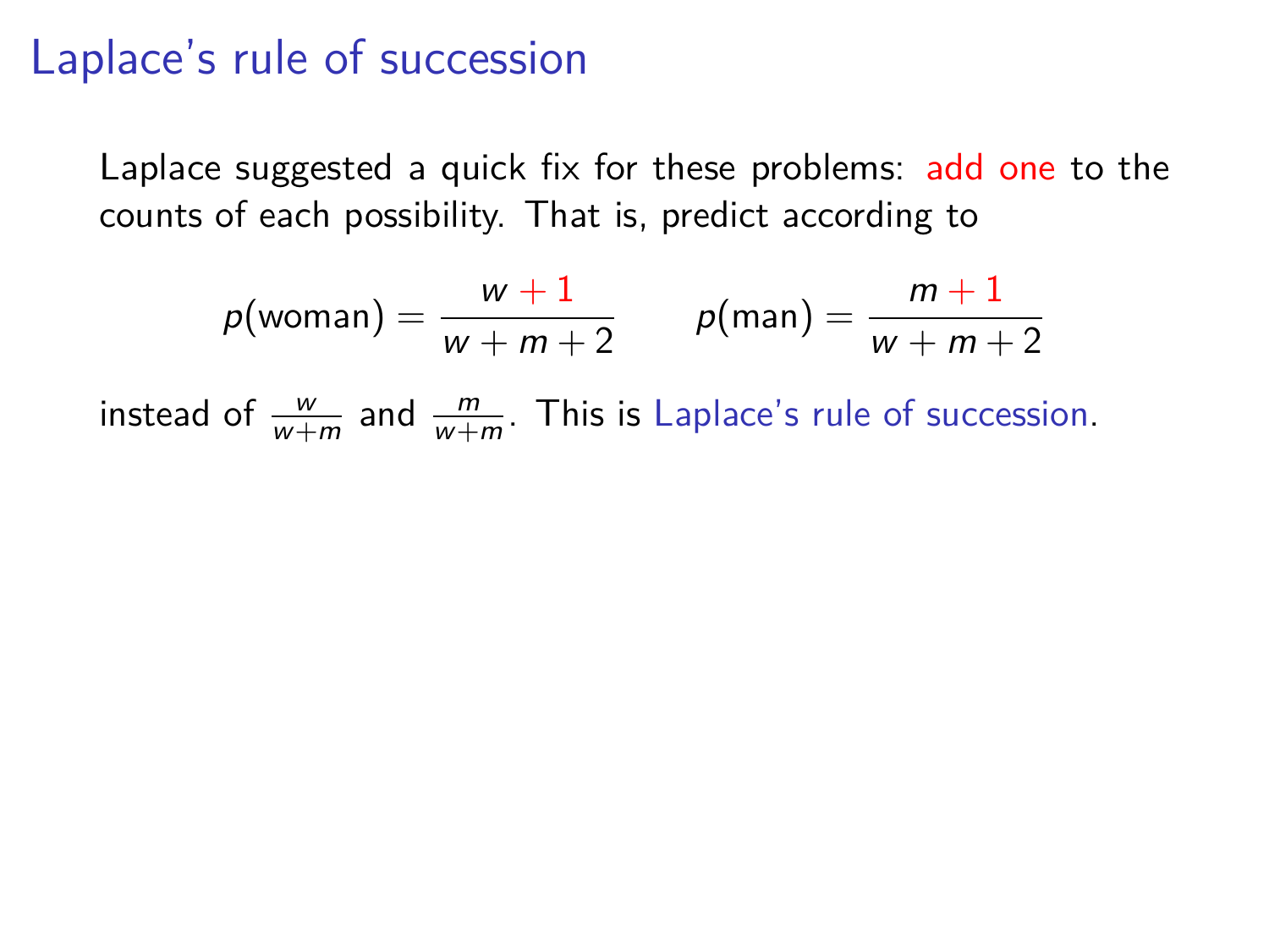# Laplace's rule of succession

Laplace suggested a quick fix for these problems: add one to the counts of each possibility. That is, predict according to

$$p(\text{woman}) = \frac{w + 1}{w + m + 2} \qquad p(\text{man}) = \frac{m + 1}{w + m + 2}$$

instead of $\frac{w}{w+m}$ and $\frac{m}{w+m}$. This is Laplace's rule of succession.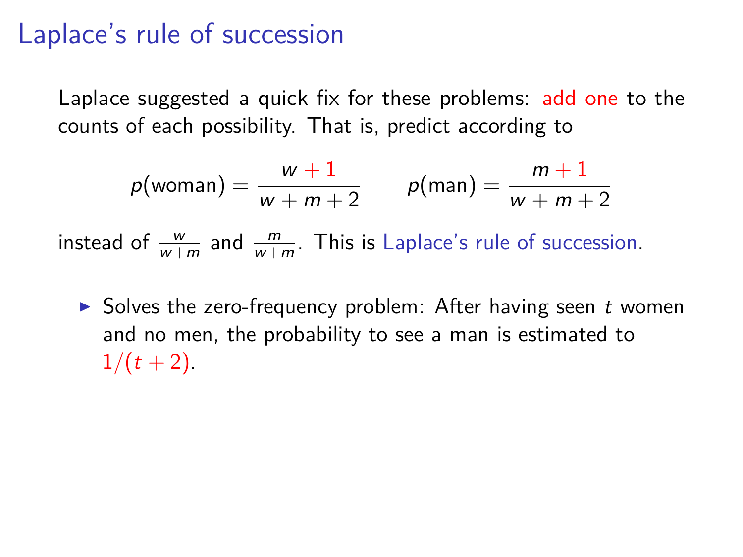# Laplace's rule of succession

Laplace suggested a quick fix for these problems: add one to the counts of each possibility. That is, predict according to

$$p(\text{woman}) = \frac{w+1}{w+m+2} \qquad p(\text{man}) = \frac{m+1}{w+m+2}$$

instead of $\frac{w}{w+m}$ and $\frac{m}{w+m}$. This is Laplace's rule of succession.

- Solves the zero-frequency problem: After having seen $t$ women and no men, the probability to see a man is estimated to $1/(t+2)$.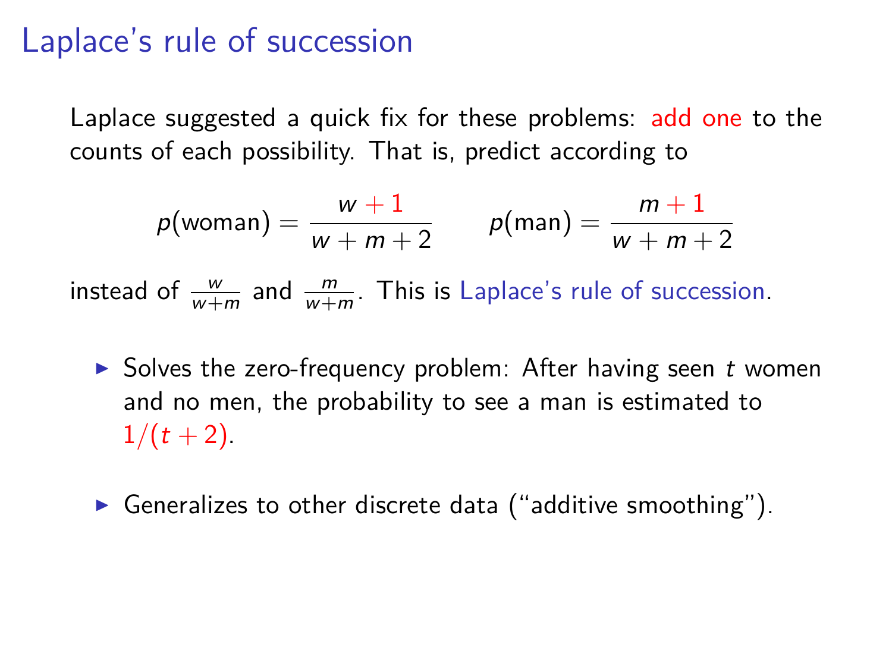# Laplace's rule of succession

Laplace suggested a quick fix for these problems: add one to the counts of each possibility. That is, predict according to

$$p(\text{woman}) = \frac{w+1}{w+m+2} \qquad p(\text{man}) = \frac{m+1}{w+m+2}$$

instead of $\frac{w}{w+m}$ and $\frac{m}{w+m}$. This is Laplace's rule of succession.

- Solves the zero-frequency problem: After having seen $t$ women and no men, the probability to see a man is estimated to $1/(t+2)$.
- Generalizes to other discrete data ("additive smoothing").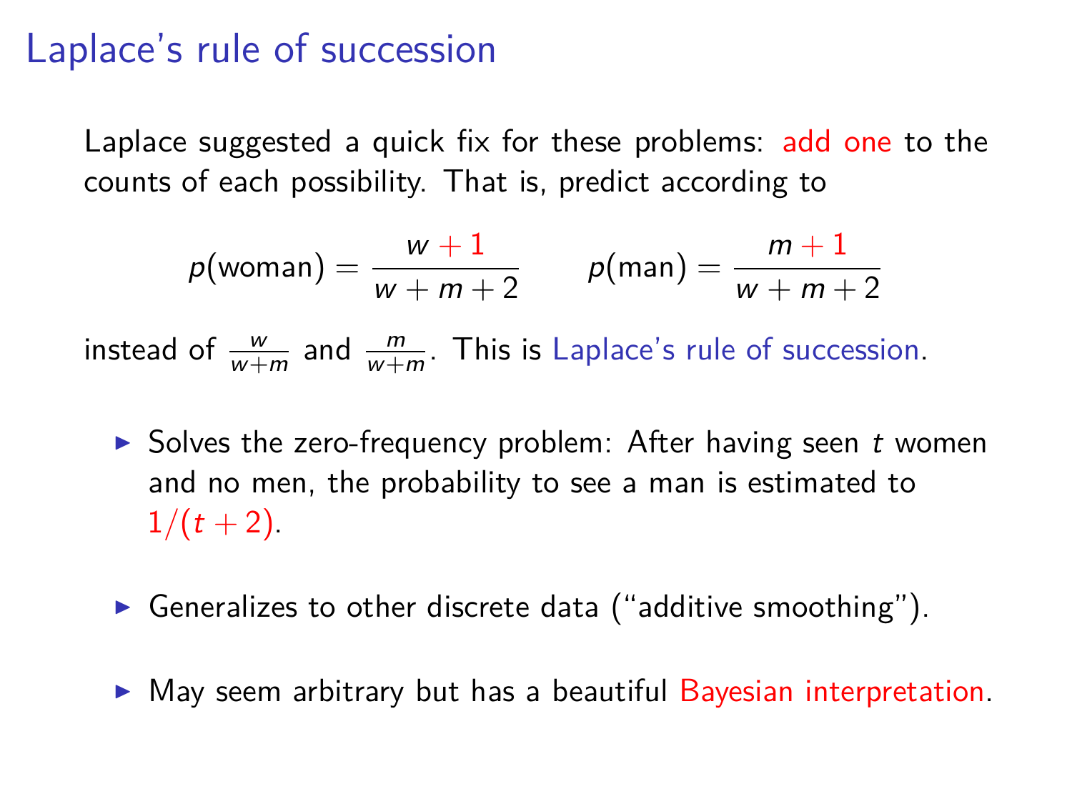# Laplace's rule of succession

Laplace suggested a quick fix for these problems: add one to the counts of each possibility. That is, predict according to

$$p(\text{woman}) = \frac{w + 1}{w + m + 2} \qquad p(\text{man}) = \frac{m + 1}{w + m + 2}$$

instead of $\frac{w}{w+m}$ and $\frac{m}{w+m}$. This is Laplace's rule of succession.

- Solves the zero-frequency problem: After having seen $t$ women and no men, the probability to see a man is estimated to $1/(t + 2)$.
- Generalizes to other discrete data ("additive smoothing").
- May seem arbitrary but has a beautiful Bayesian interpretation.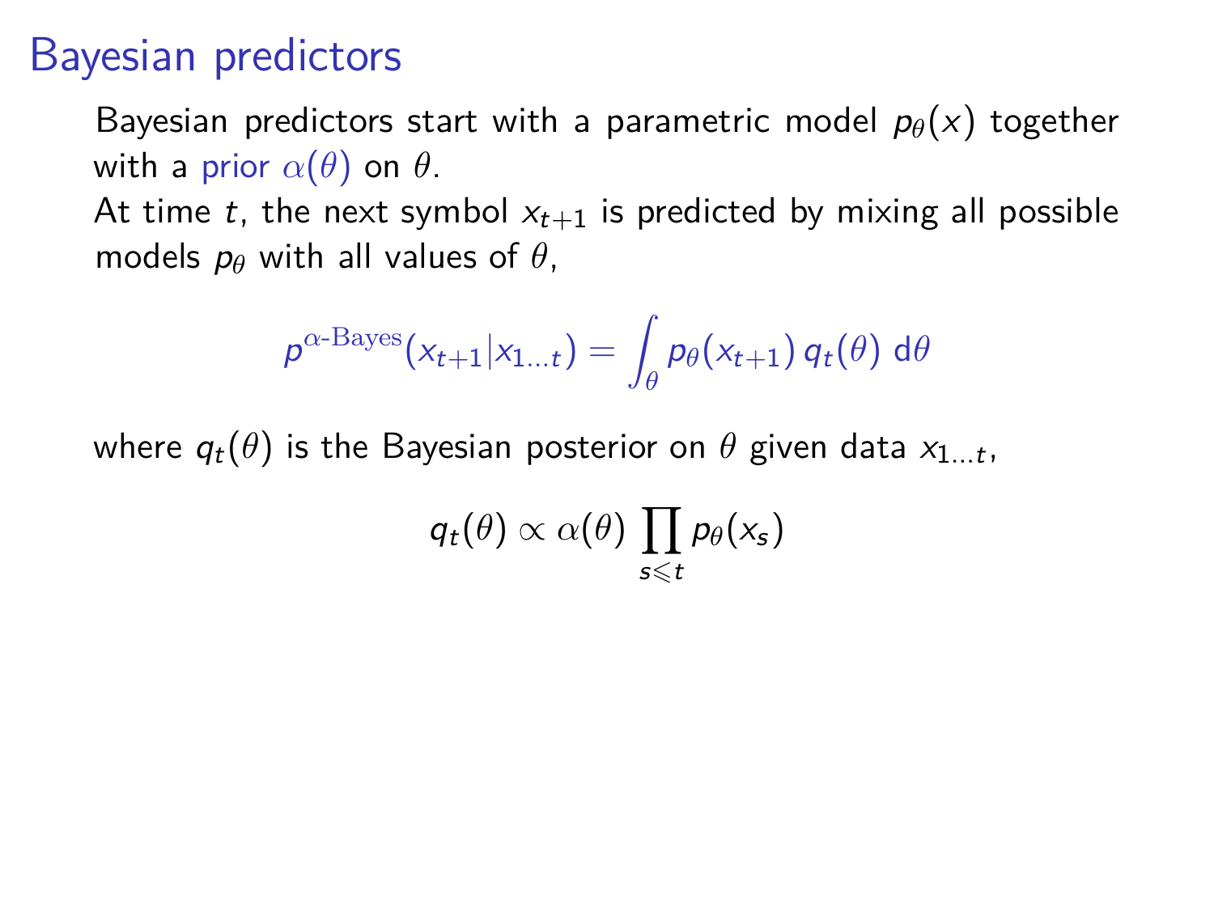# Bayesian predictors

Bayesian predictors start with a parametric model $p_\theta(x)$ together with a prior $\alpha(\theta)$ on $\theta$.

At time $t$, the next symbol $x_{t+1}$ is predicted by mixing all possible models $p_\theta$ with all values of $\theta$,

$$p^{\alpha\text{-Bayes}}(x_{t+1}|x_{1\ldots t}) = \int_\theta p_\theta(x_{t+1})\, q_t(\theta)\; \mathrm{d}\theta$$

where $q_t(\theta)$ is the Bayesian posterior on $\theta$ given data $x_{1\ldots t}$,

$$q_t(\theta) \propto \alpha(\theta) \prod_{s \leqslant t} p_\theta(x_s)$$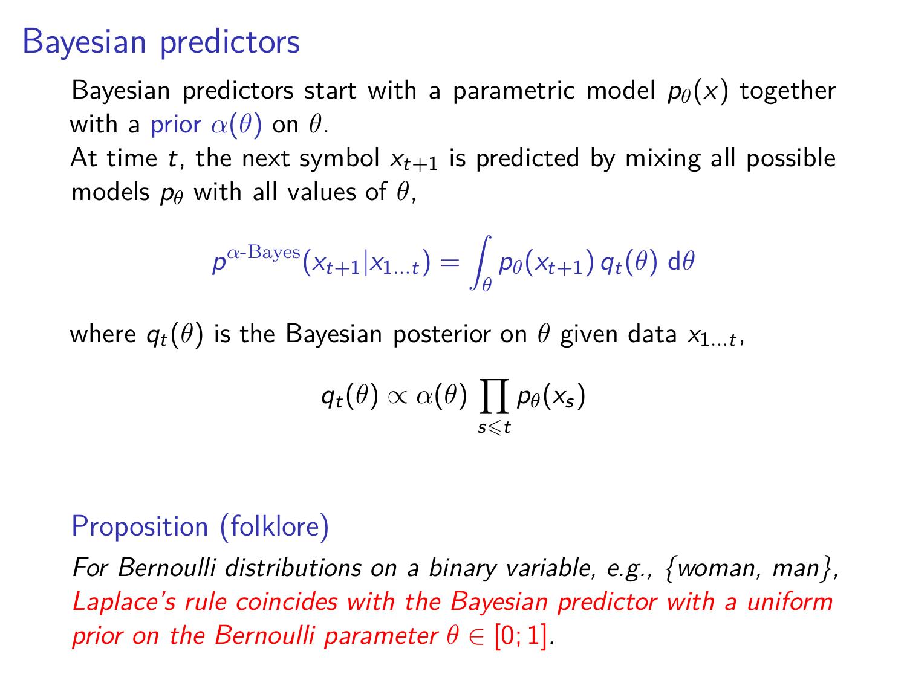# Bayesian predictors

Bayesian predictors start with a parametric model $p_\theta(x)$ together with a prior $\alpha(\theta)$ on $\theta$.

At time $t$, the next symbol $x_{t+1}$ is predicted by mixing all possible models $p_\theta$ with all values of $\theta$,

$$p^{\alpha\text{-Bayes}}(x_{t+1}|x_{1\ldots t}) = \int_\theta p_\theta(x_{t+1})\, q_t(\theta)\; \mathrm{d}\theta$$

where $q_t(\theta)$ is the Bayesian posterior on $\theta$ given data $x_{1\ldots t}$,

$$q_t(\theta) \propto \alpha(\theta) \prod_{s \leqslant t} p_\theta(x_s)$$

## Proposition (folklore)

*For Bernoulli distributions on a binary variable, e.g., {woman, man}, Laplace's rule coincides with the Bayesian predictor with a uniform prior on the Bernoulli parameter $\theta \in [0; 1]$.*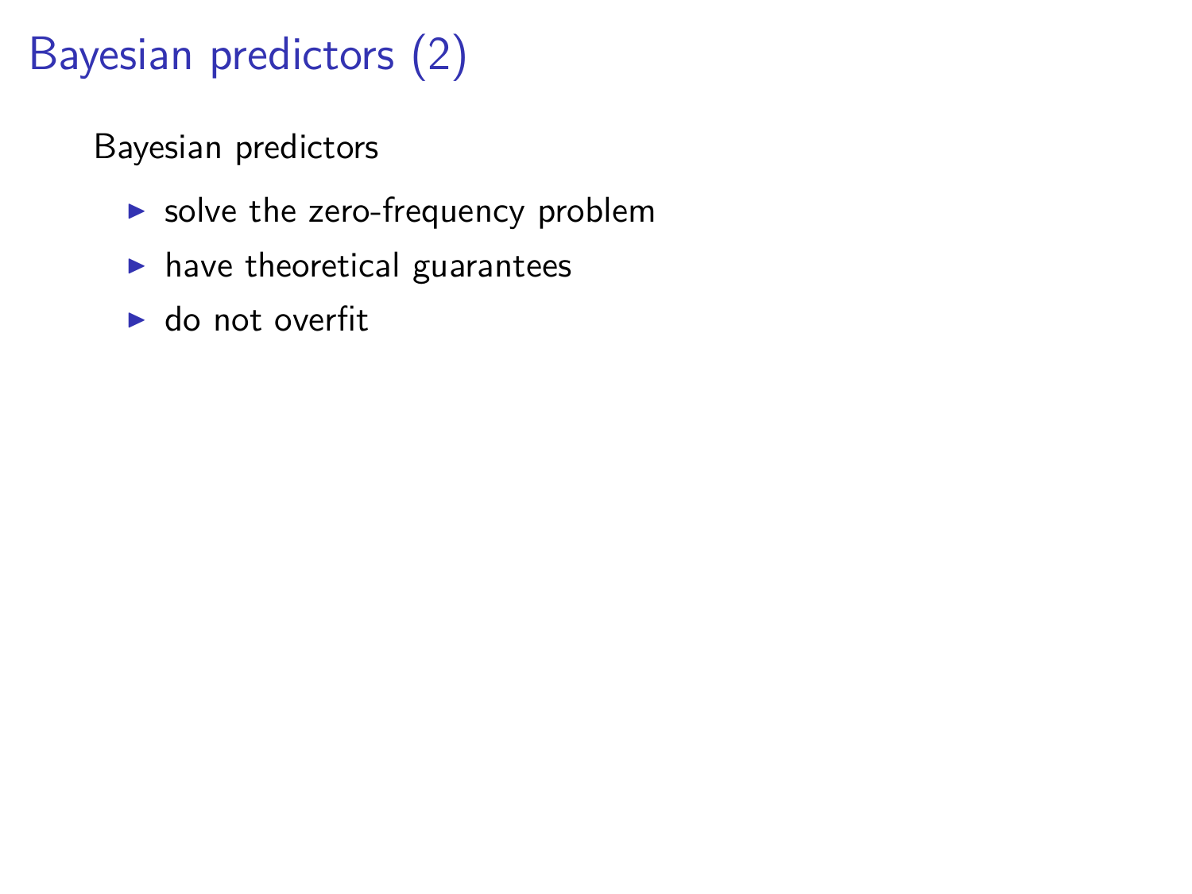# Bayesian predictors (2)

Bayesian predictors

- solve the zero-frequency problem
- have theoretical guarantees
- do not overfit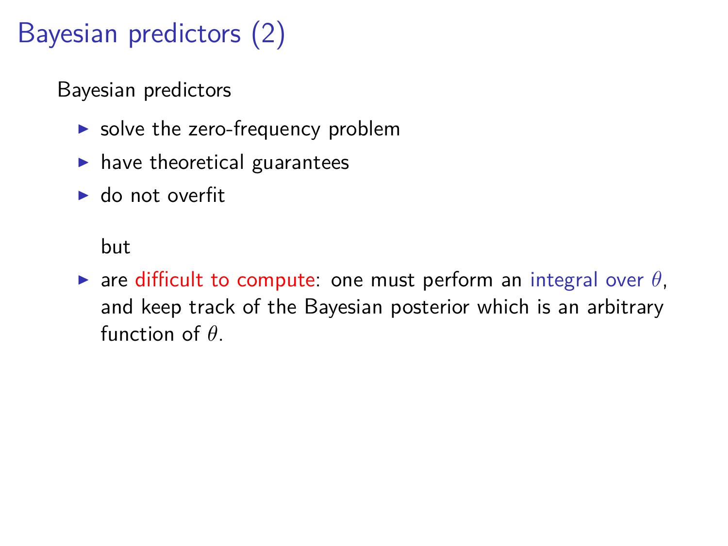# Bayesian predictors (2)

Bayesian predictors

- solve the zero-frequency problem
- have theoretical guarantees
- do not overfit

  but

- are difficult to compute: one must perform an integral over $\theta$, and keep track of the Bayesian posterior which is an arbitrary function of $\theta$.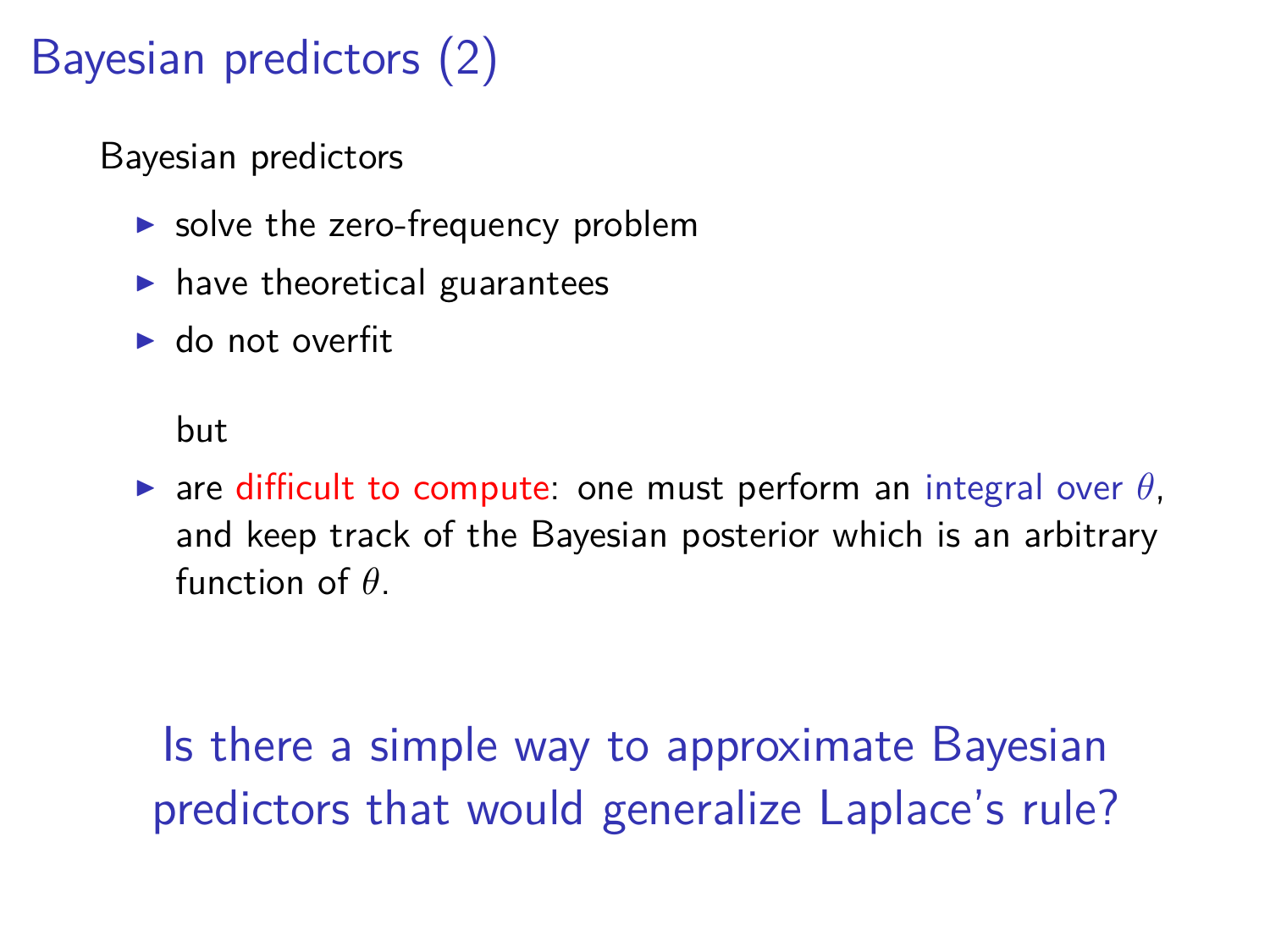# Bayesian predictors (2)

Bayesian predictors

- solve the zero-frequency problem
- have theoretical guarantees
- do not overfit

  but

- are difficult to compute: one must perform an integral over $\theta$, and keep track of the Bayesian posterior which is an arbitrary function of $\theta$.

Is there a simple way to approximate Bayesian predictors that would generalize Laplace's rule?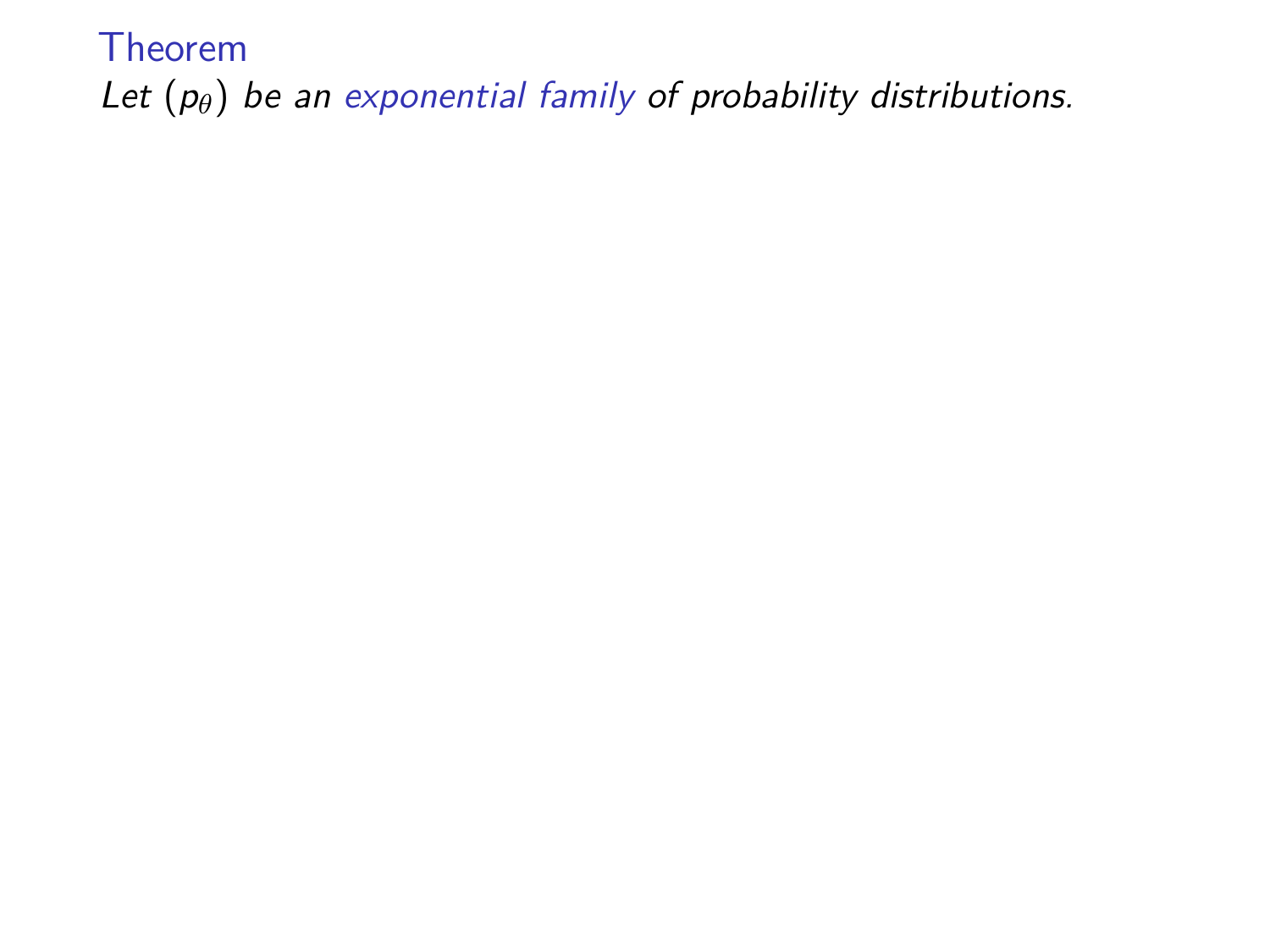### Theorem

*Let $(p_\theta)$ be an exponential family of probability distributions.*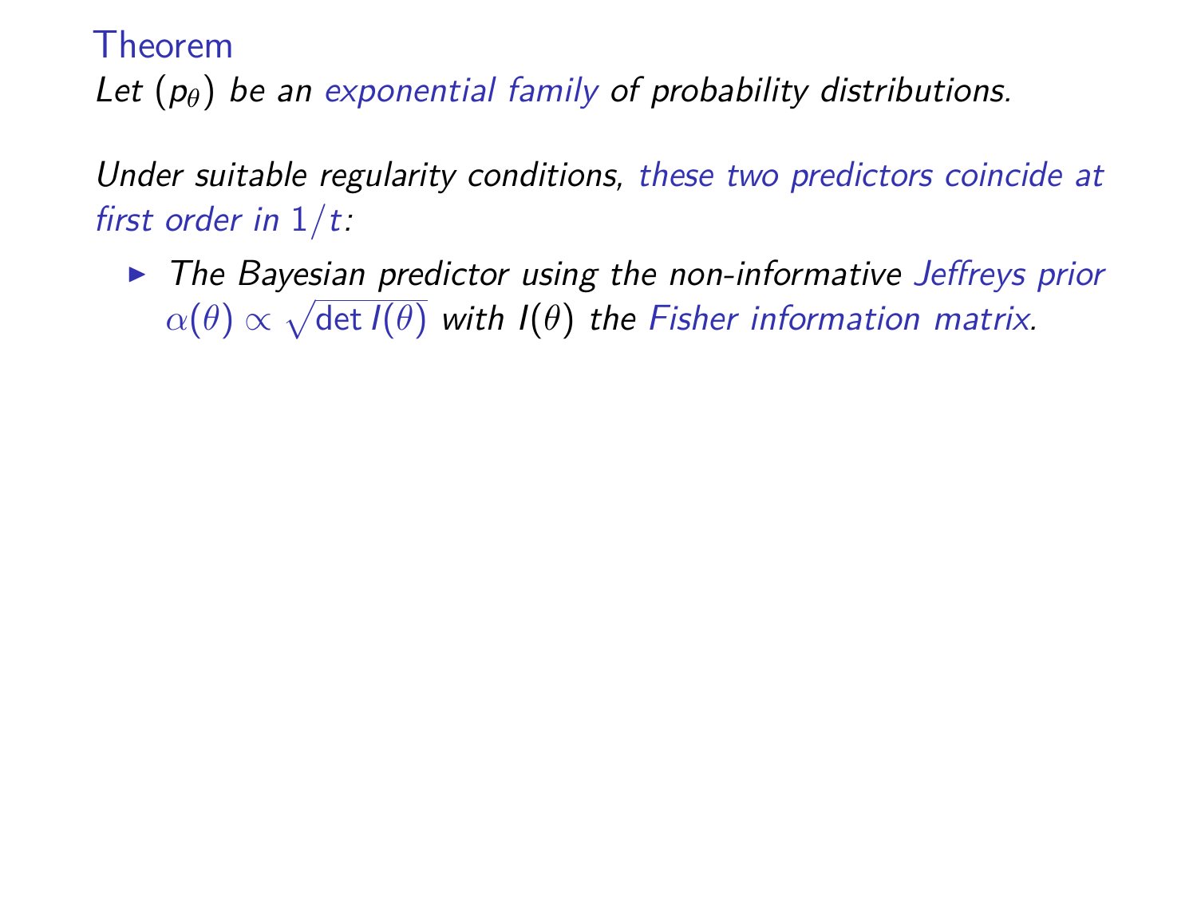### Theorem

*Let $(p_\theta)$ be an exponential family of probability distributions.*

*Under suitable regularity conditions, these two predictors coincide at first order in $1/t$:*

- *The Bayesian predictor using the non-informative Jeffreys prior $\alpha(\theta) \propto \sqrt{\det I(\theta)}$ with $I(\theta)$ the Fisher information matrix.*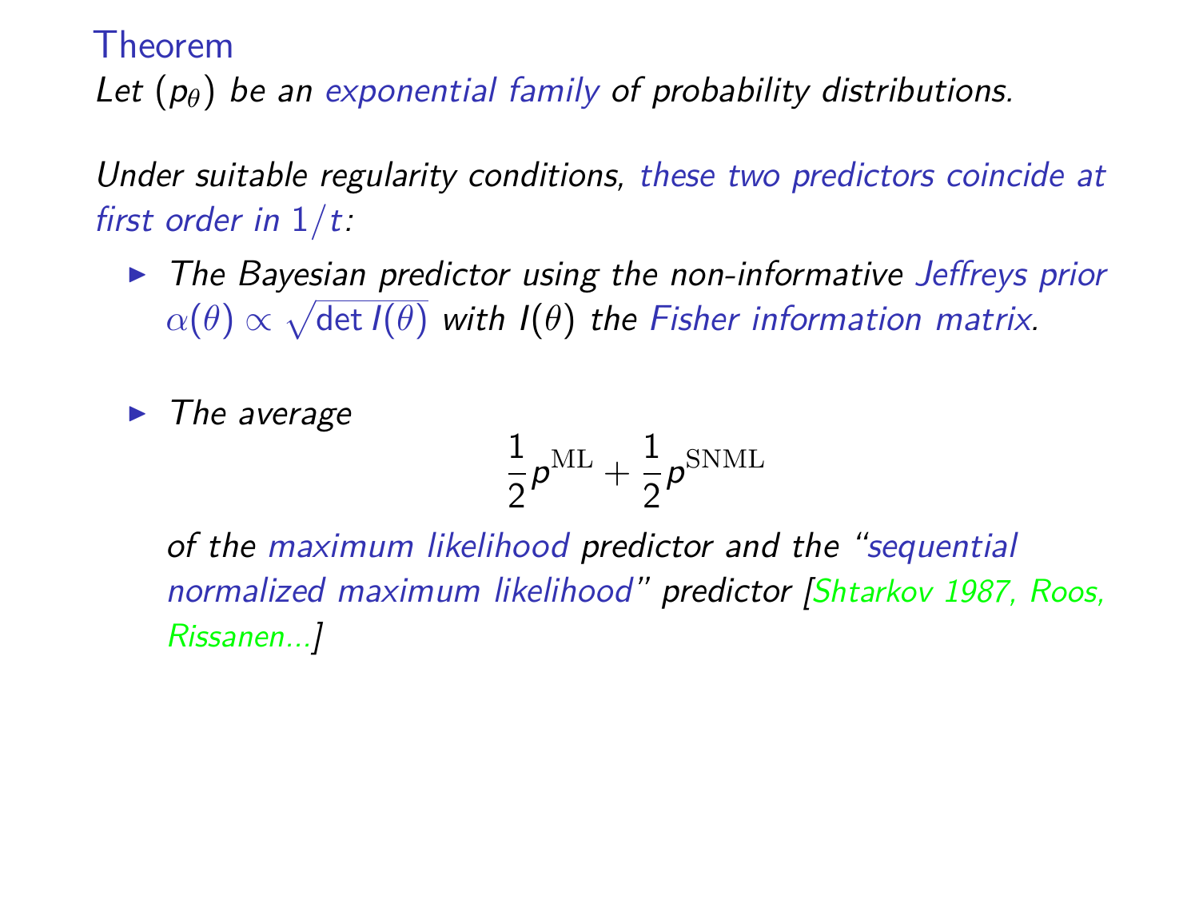### Theorem

*Let $(p_\theta)$ be an exponential family of probability distributions.*

*Under suitable regularity conditions, these two predictors coincide at first order in $1/t$:*

- *The Bayesian predictor using the non-informative Jeffreys prior $\alpha(\theta) \propto \sqrt{\det I(\theta)}$ with $I(\theta)$ the Fisher information matrix.*

- *The average*

$$\frac{1}{2} p^{\mathrm{ML}} + \frac{1}{2} p^{\mathrm{SNML}}$$

*of the maximum likelihood predictor and the "sequential normalized maximum likelihood" predictor [Shtarkov 1987, Roos, Rissanen...]*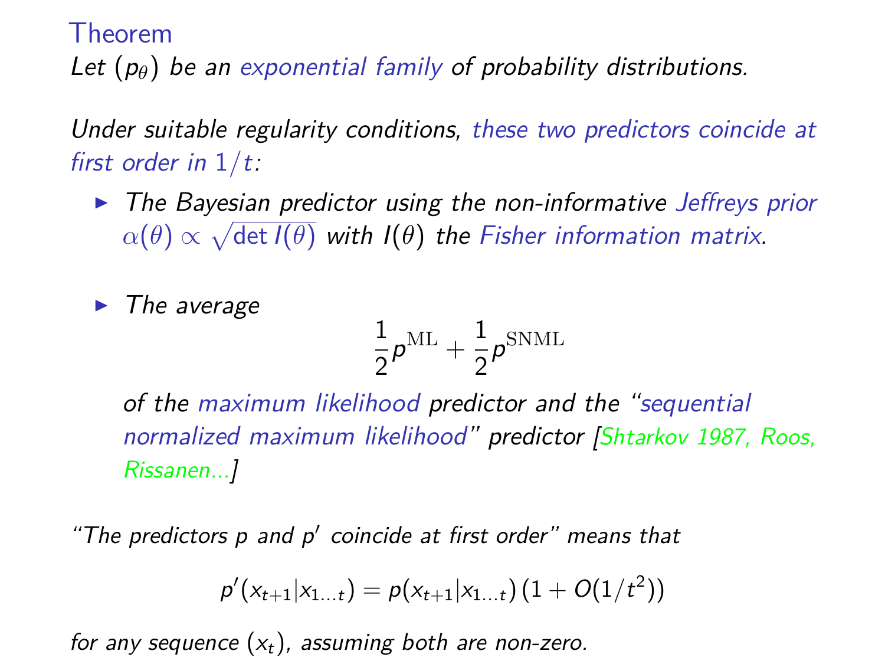### Theorem

*Let $(p_\theta)$ be an exponential family of probability distributions.*

*Under suitable regularity conditions, these two predictors coincide at first order in $1/t$:*

- *The Bayesian predictor using the non-informative Jeffreys prior $\alpha(\theta) \propto \sqrt{\det I(\theta)}$ with $I(\theta)$ the Fisher information matrix.*

- *The average*

$$\frac{1}{2} p^{\mathrm{ML}} + \frac{1}{2} p^{\mathrm{SNML}}$$

  *of the maximum likelihood predictor and the "sequential normalized maximum likelihood" predictor [Shtarkov 1987, Roos, Rissanen...]*

*"The predictors $p$ and $p'$ coincide at first order" means that*

$$p'(x_{t+1}|x_{1\dots t}) = p(x_{t+1}|x_{1\dots t})\,(1 + O(1/t^2))$$

*for any sequence $(x_t)$, assuming both are non-zero.*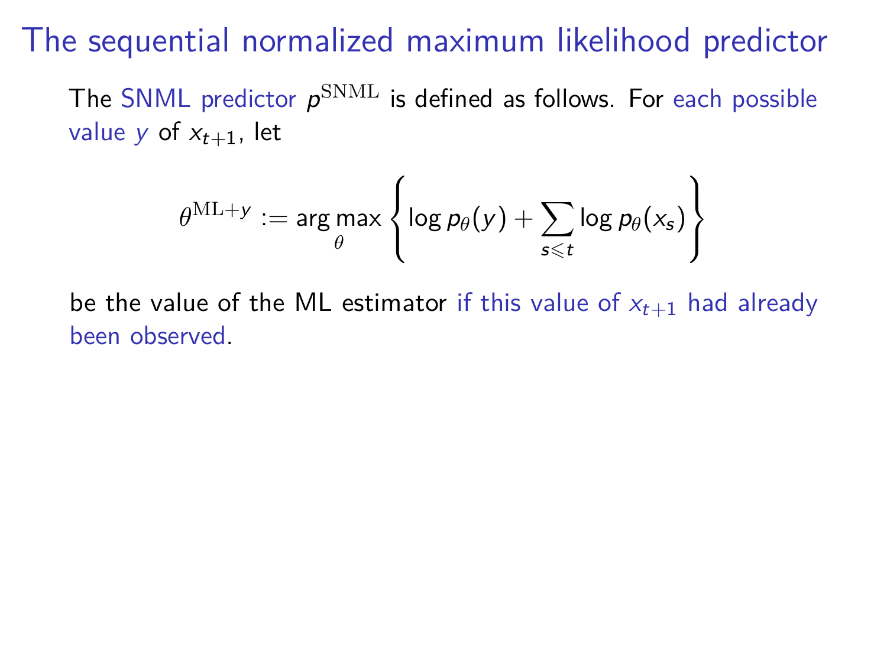# The sequential normalized maximum likelihood predictor

The SNML predictor $p^{\mathrm{SNML}}$ is defined as follows. For each possible value $y$ of $x_{t+1}$, let

$$\theta^{\mathrm{ML}+y} := \arg\max_{\theta} \left\{ \log p_\theta(y) + \sum_{s \leqslant t} \log p_\theta(x_s) \right\}$$

be the value of the ML estimator if this value of $x_{t+1}$ had already been observed.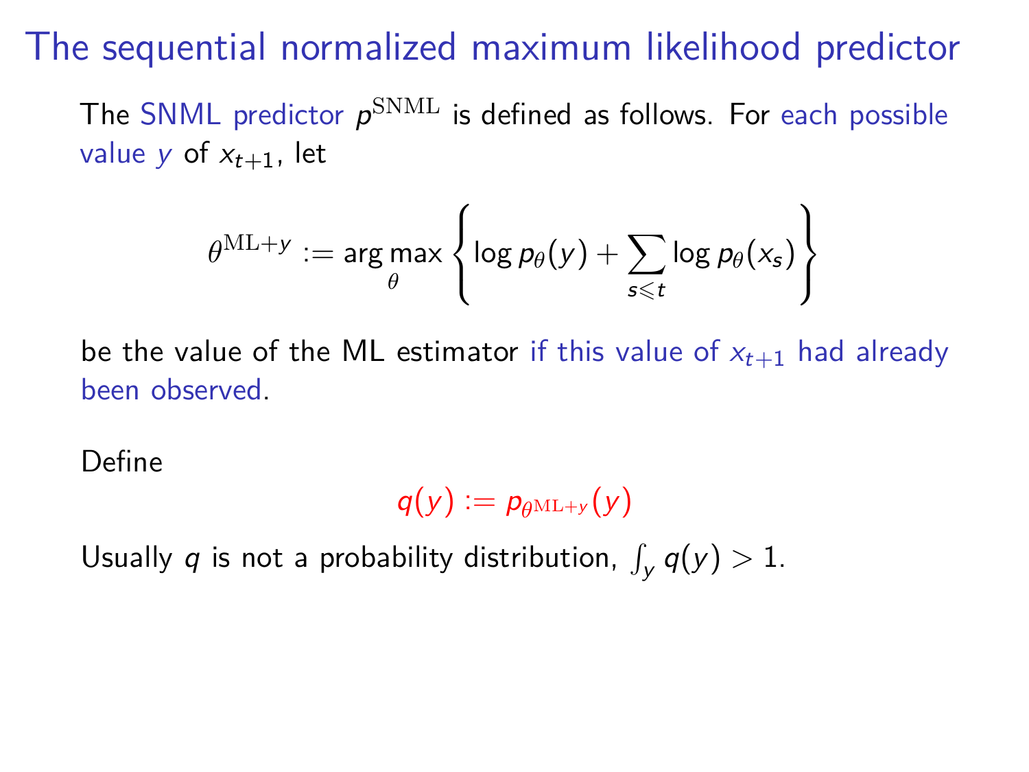# The sequential normalized maximum likelihood predictor

The SNML predictor $p^{\mathrm{SNML}}$ is defined as follows. For each possible value $y$ of $x_{t+1}$, let

$$\theta^{\mathrm{ML}+y} := \arg\max_{\theta} \left\{ \log p_\theta(y) + \sum_{s \leqslant t} \log p_\theta(x_s) \right\}$$

be the value of the ML estimator if this value of $x_{t+1}$ had already been observed.

Define

$$q(y) := p_{\theta^{\mathrm{ML}+y}}(y)$$

Usually $q$ is not a probability distribution, $\int_y q(y) > 1$.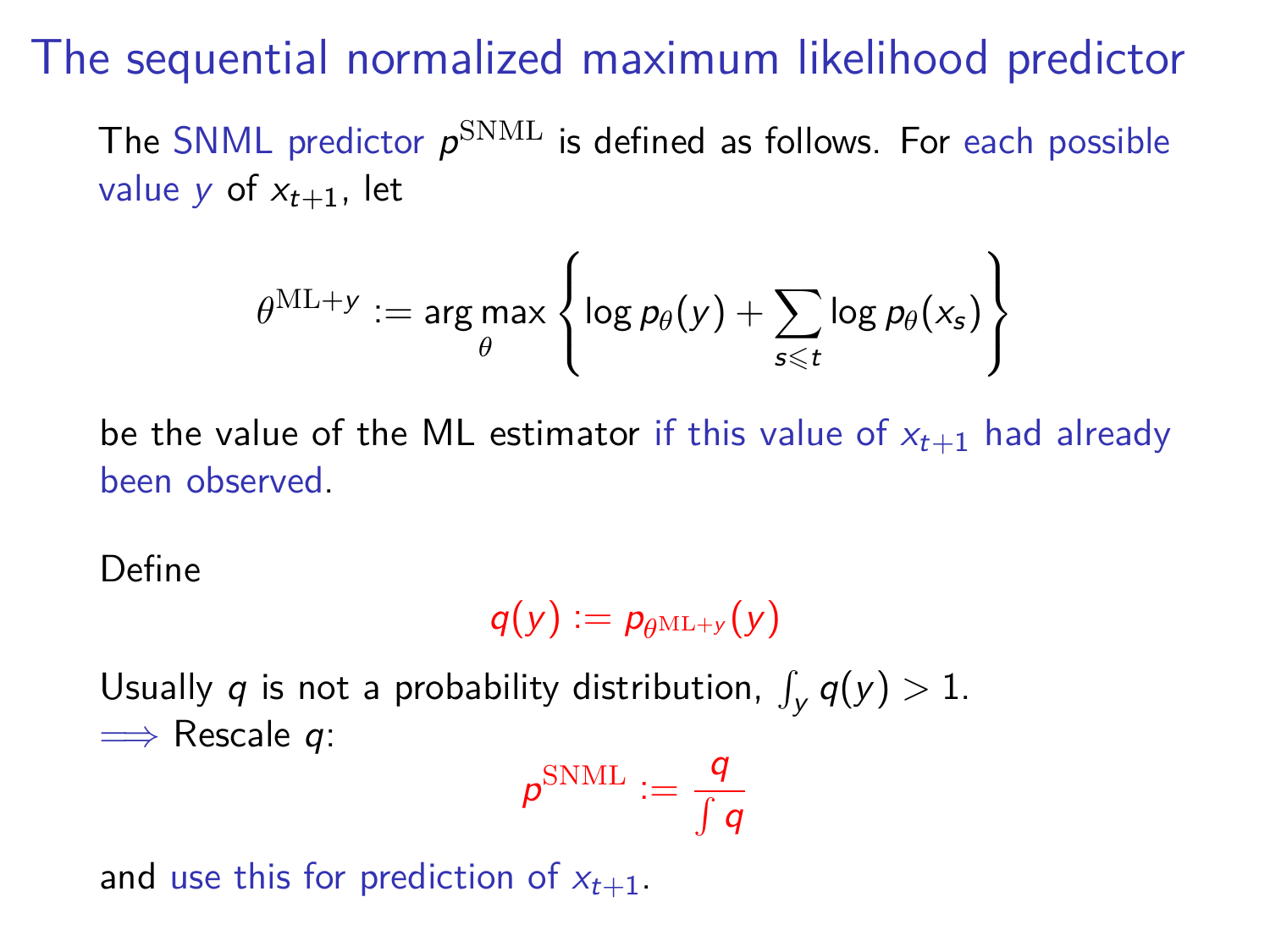# The sequential normalized maximum likelihood predictor

The SNML predictor $p^{\mathrm{SNML}}$ is defined as follows. For each possible value $y$ of $x_{t+1}$, let

$$\theta^{\mathrm{ML}+y} := \arg\max_{\theta} \left\{ \log p_\theta(y) + \sum_{s \leqslant t} \log p_\theta(x_s) \right\}$$

be the value of the ML estimator if this value of $x_{t+1}$ had already been observed.

Define

$$q(y) := p_{\theta^{\mathrm{ML}+y}}(y)$$

Usually $q$ is not a probability distribution, $\int_y q(y) > 1$.
$\Longrightarrow$ Rescale $q$:

$$p^{\mathrm{SNML}} := \frac{q}{\int q}$$

and use this for prediction of $x_{t+1}$.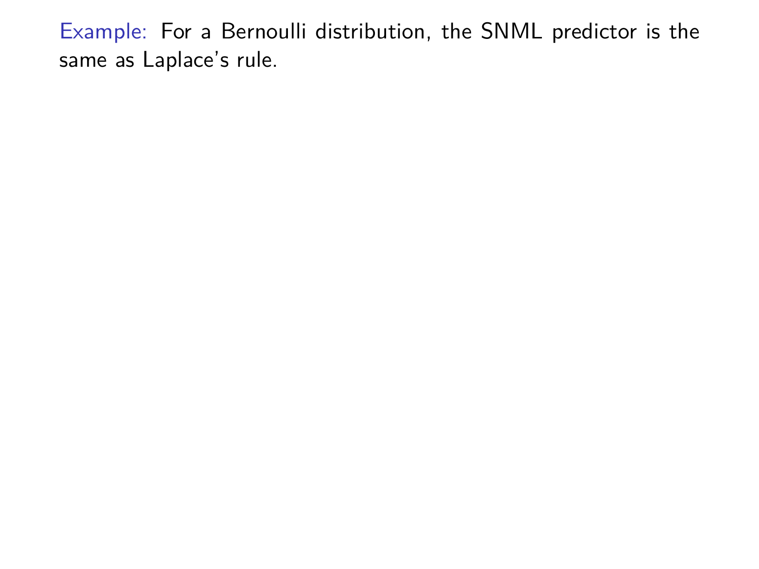Example: For a Bernoulli distribution, the SNML predictor is the same as Laplace's rule.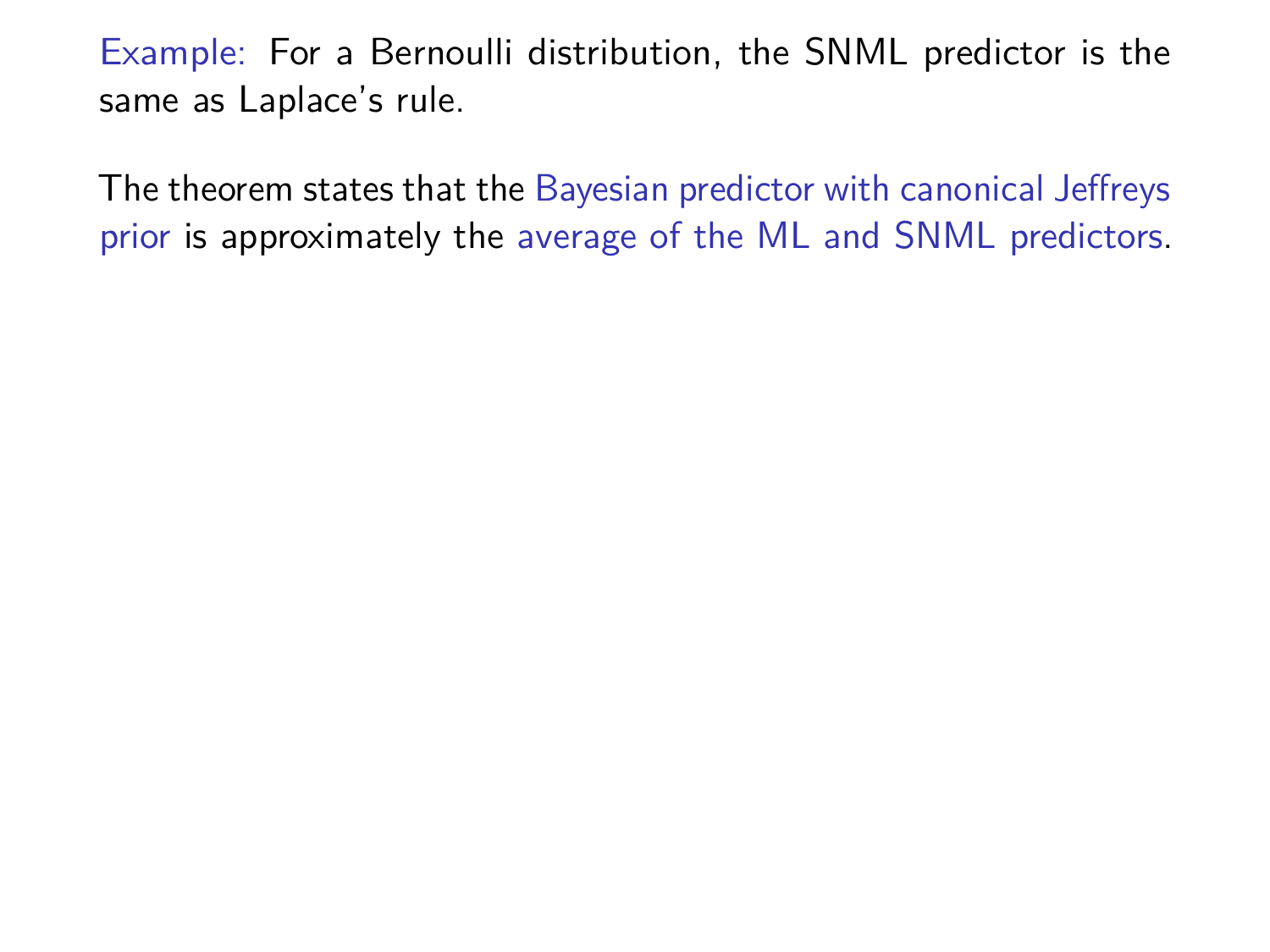Example: For a Bernoulli distribution, the SNML predictor is the same as Laplace's rule.

The theorem states that the Bayesian predictor with canonical Jeffreys prior is approximately the average of the ML and SNML predictors.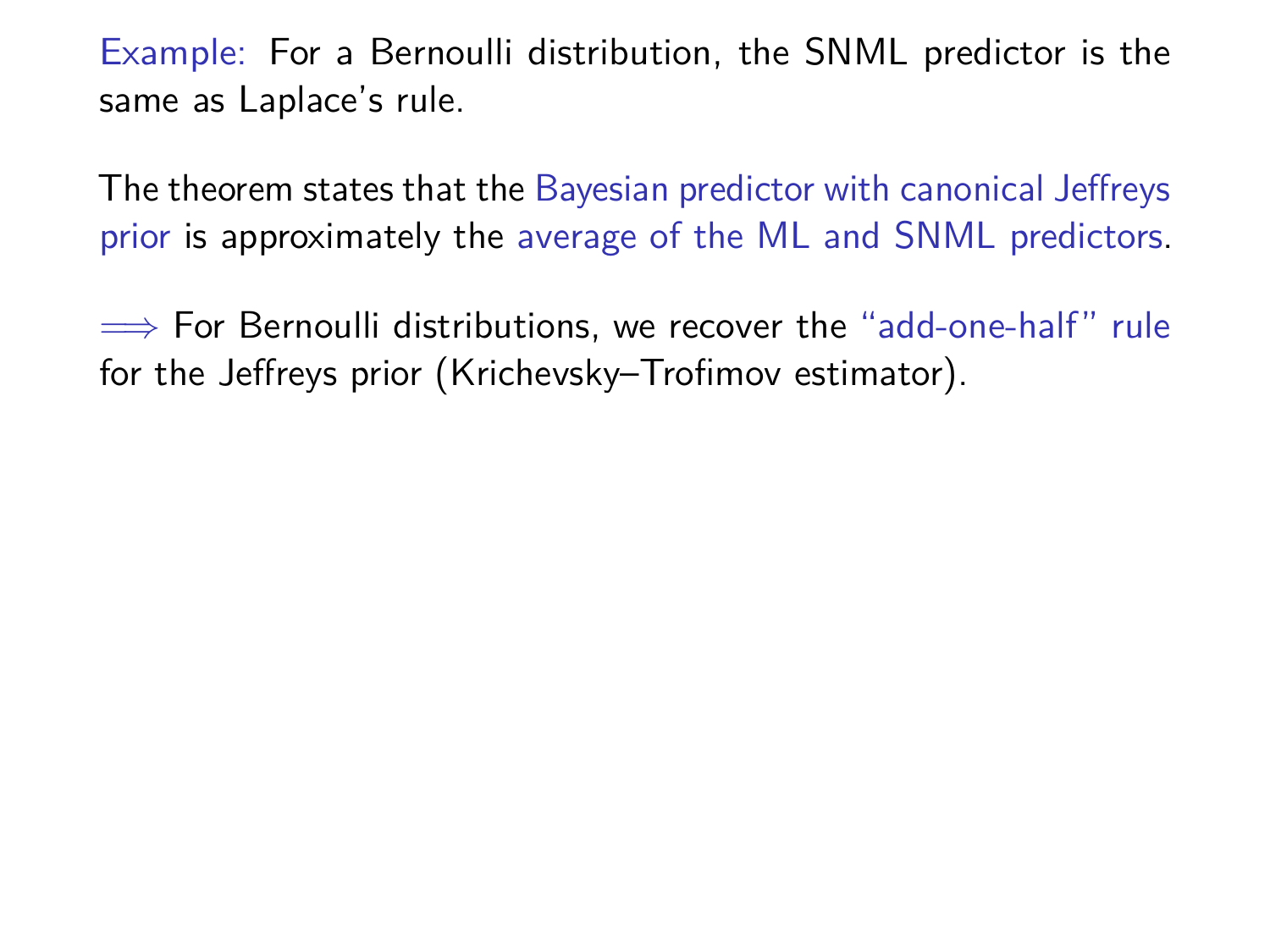Example: For a Bernoulli distribution, the SNML predictor is the same as Laplace's rule.

The theorem states that the Bayesian predictor with canonical Jeffreys prior is approximately the average of the ML and SNML predictors.

$\Longrightarrow$ For Bernoulli distributions, we recover the "add-one-half" rule for the Jeffreys prior (Krichevsky–Trofimov estimator).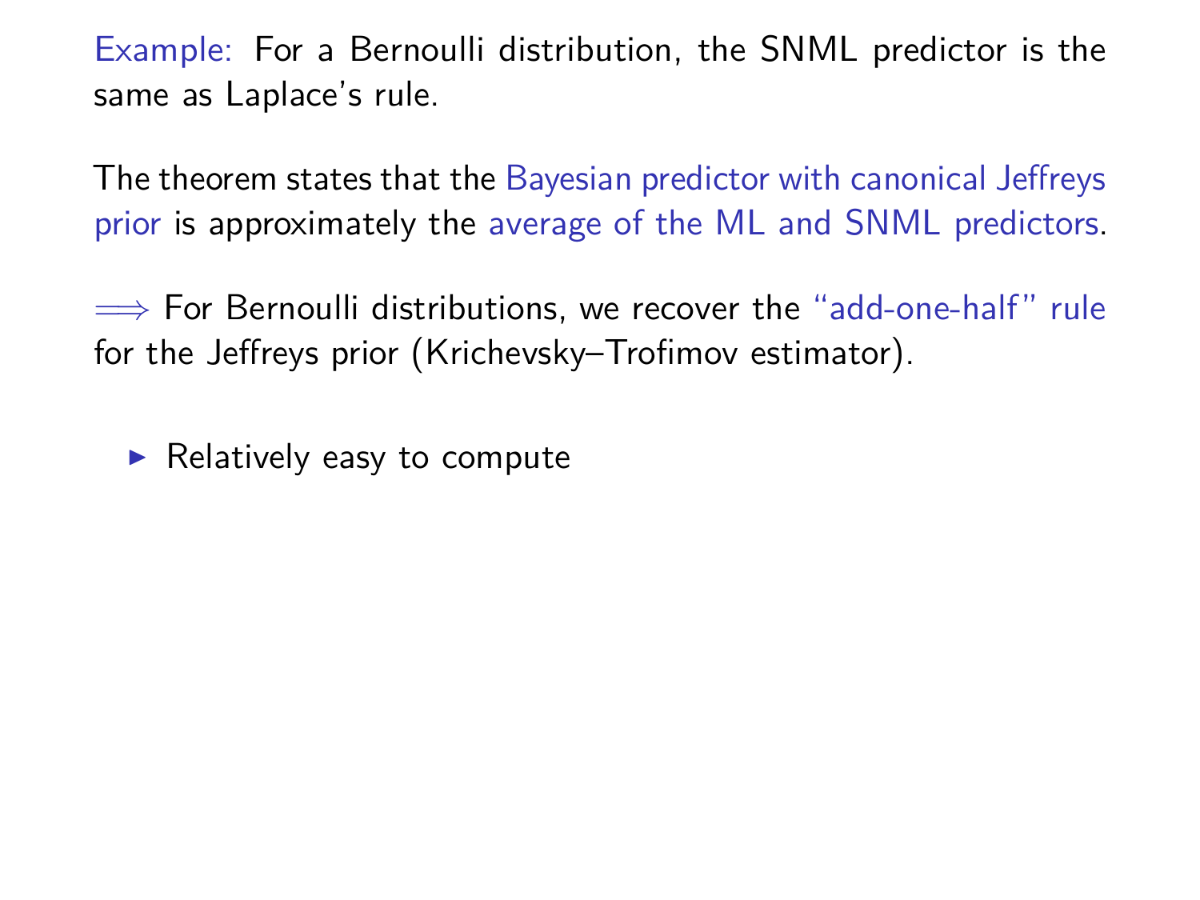Example: For a Bernoulli distribution, the SNML predictor is the same as Laplace's rule.

The theorem states that the Bayesian predictor with canonical Jeffreys prior is approximately the average of the ML and SNML predictors.

$\Longrightarrow$ For Bernoulli distributions, we recover the "add-one-half" rule for the Jeffreys prior (Krichevsky–Trofimov estimator).

- Relatively easy to compute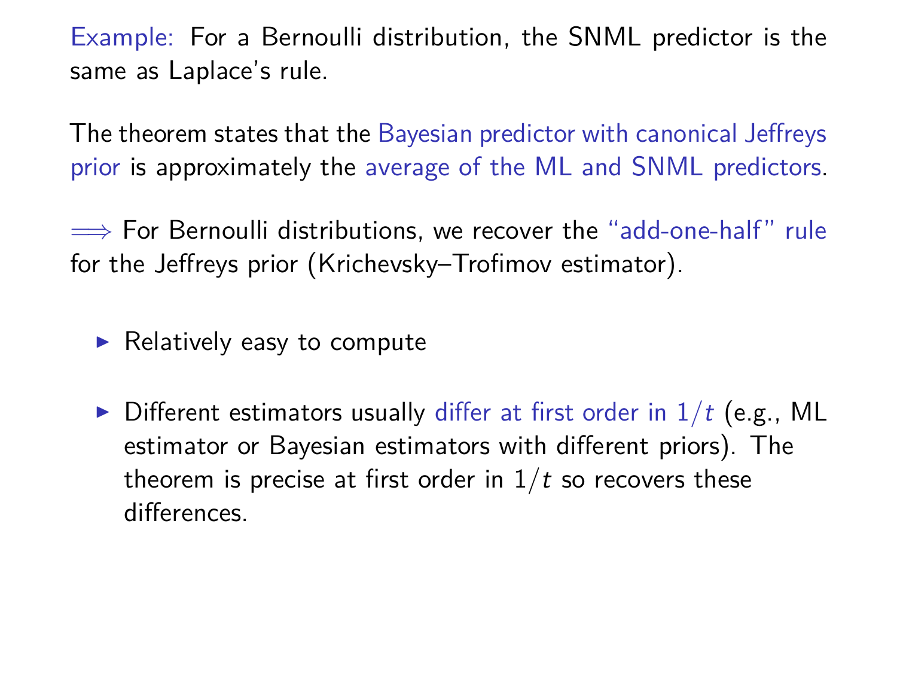Example: For a Bernoulli distribution, the SNML predictor is the same as Laplace's rule.

The theorem states that the Bayesian predictor with canonical Jeffreys prior is approximately the average of the ML and SNML predictors.

$\Longrightarrow$ For Bernoulli distributions, we recover the "add-one-half" rule for the Jeffreys prior (Krichevsky–Trofimov estimator).

- Relatively easy to compute
- Different estimators usually differ at first order in $1/t$ (e.g., ML estimator or Bayesian estimators with different priors). The theorem is precise at first order in $1/t$ so recovers these differences.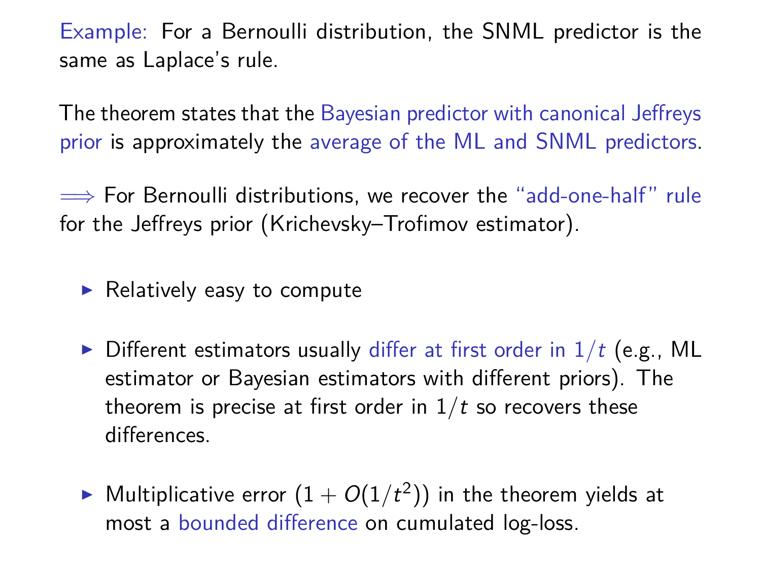Example: For a Bernoulli distribution, the SNML predictor is the same as Laplace's rule.

The theorem states that the Bayesian predictor with canonical Jeffreys prior is approximately the average of the ML and SNML predictors.

$\Longrightarrow$ For Bernoulli distributions, we recover the "add-one-half" rule for the Jeffreys prior (Krichevsky–Trofimov estimator).

- Relatively easy to compute
- Different estimators usually differ at first order in $1/t$ (e.g., ML estimator or Bayesian estimators with different priors). The theorem is precise at first order in $1/t$ so recovers these differences.
- Multiplicative error $(1 + O(1/t^2))$ in the theorem yields at most a bounded difference on cumulated log-loss.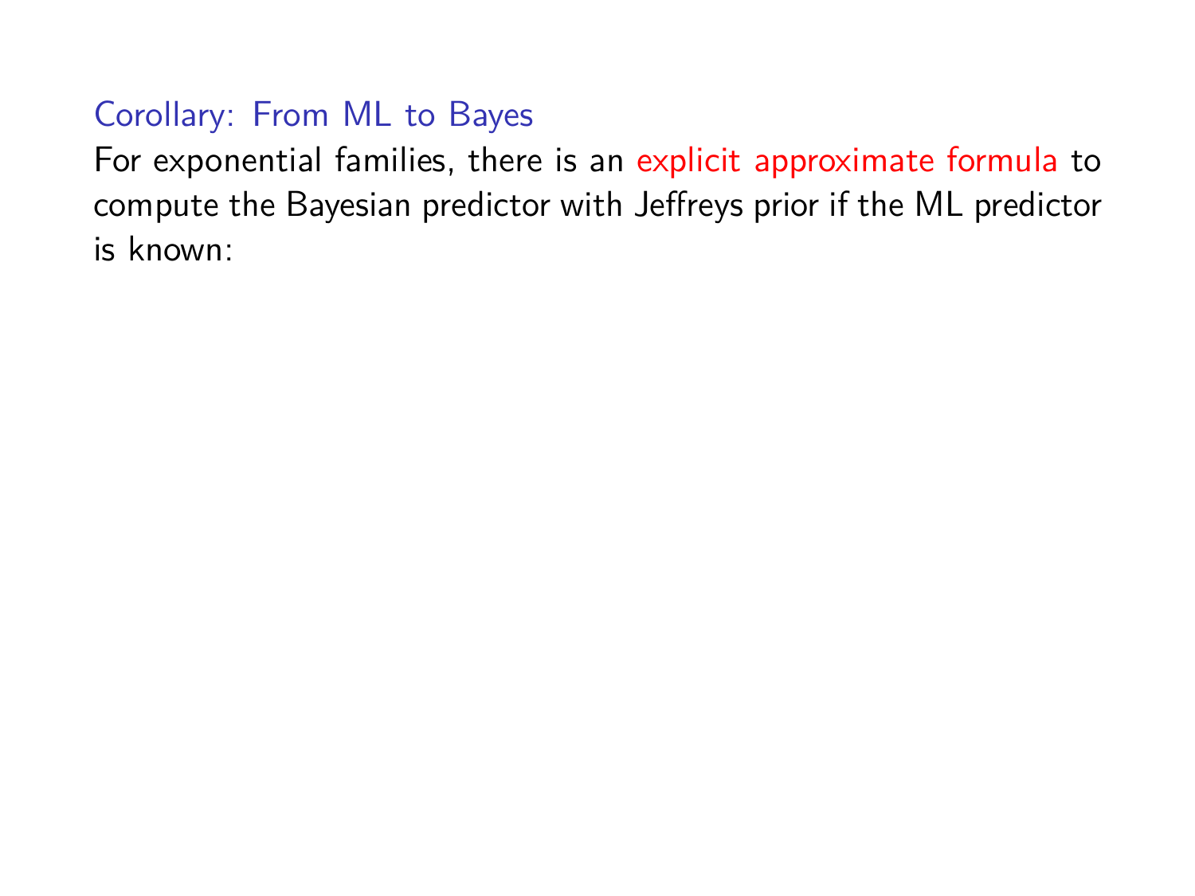## Corollary: From ML to Bayes

For exponential families, there is an explicit approximate formula to compute the Bayesian predictor with Jeffreys prior if the ML predictor is known: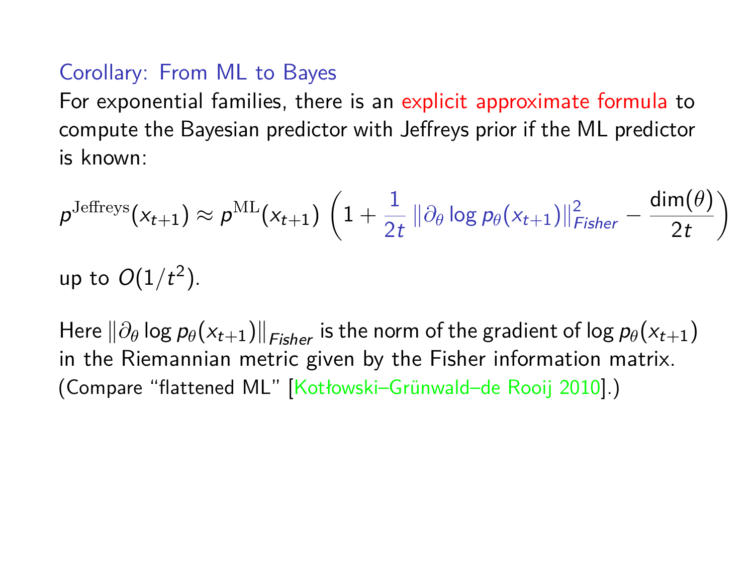## Corollary: From ML to Bayes

For exponential families, there is an explicit approximate formula to compute the Bayesian predictor with Jeffreys prior if the ML predictor is known:

$$p^{\mathrm{Jeffreys}}(x_{t+1}) \approx p^{\mathrm{ML}}(x_{t+1}) \left(1 + \frac{1}{2t} \left\| \partial_\theta \log p_\theta(x_{t+1}) \right\|^2_{Fisher} - \frac{\dim(\theta)}{2t}\right)$$

up to $O(1/t^2)$.

Here $\left\| \partial_\theta \log p_\theta(x_{t+1}) \right\|_{Fisher}$ is the norm of the gradient of $\log p_\theta(x_{t+1})$ in the Riemannian metric given by the Fisher information matrix. (Compare "flattened ML" [Kotłowski–Grünwald–de Rooij 2010].)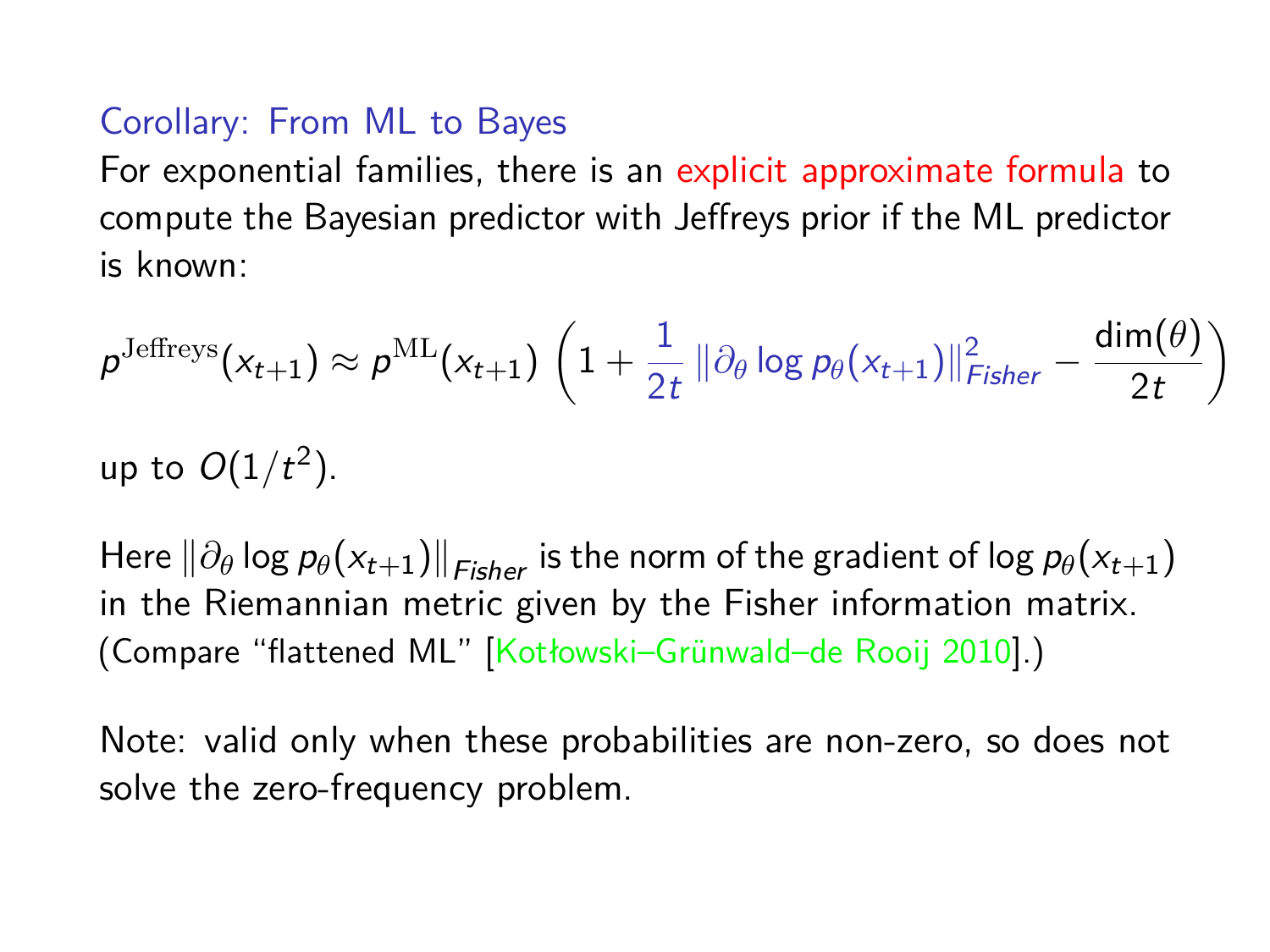## Corollary: From ML to Bayes

For exponential families, there is an explicit approximate formula to compute the Bayesian predictor with Jeffreys prior if the ML predictor is known:

$$p^{\mathrm{Jeffreys}}(x_{t+1}) \approx p^{\mathrm{ML}}(x_{t+1}) \left(1 + \frac{1}{2t} \left\|\partial_\theta \log p_\theta(x_{t+1})\right\|^2_{Fisher} - \frac{\dim(\theta)}{2t}\right)$$

up to $O(1/t^2)$.

Here $\left\|\partial_\theta \log p_\theta(x_{t+1})\right\|_{Fisher}$ is the norm of the gradient of $\log p_\theta(x_{t+1})$ in the Riemannian metric given by the Fisher information matrix. (Compare "flattened ML" [Kotłowski–Grünwald–de Rooij 2010].)

Note: valid only when these probabilities are non-zero, so does not solve the zero-frequency problem.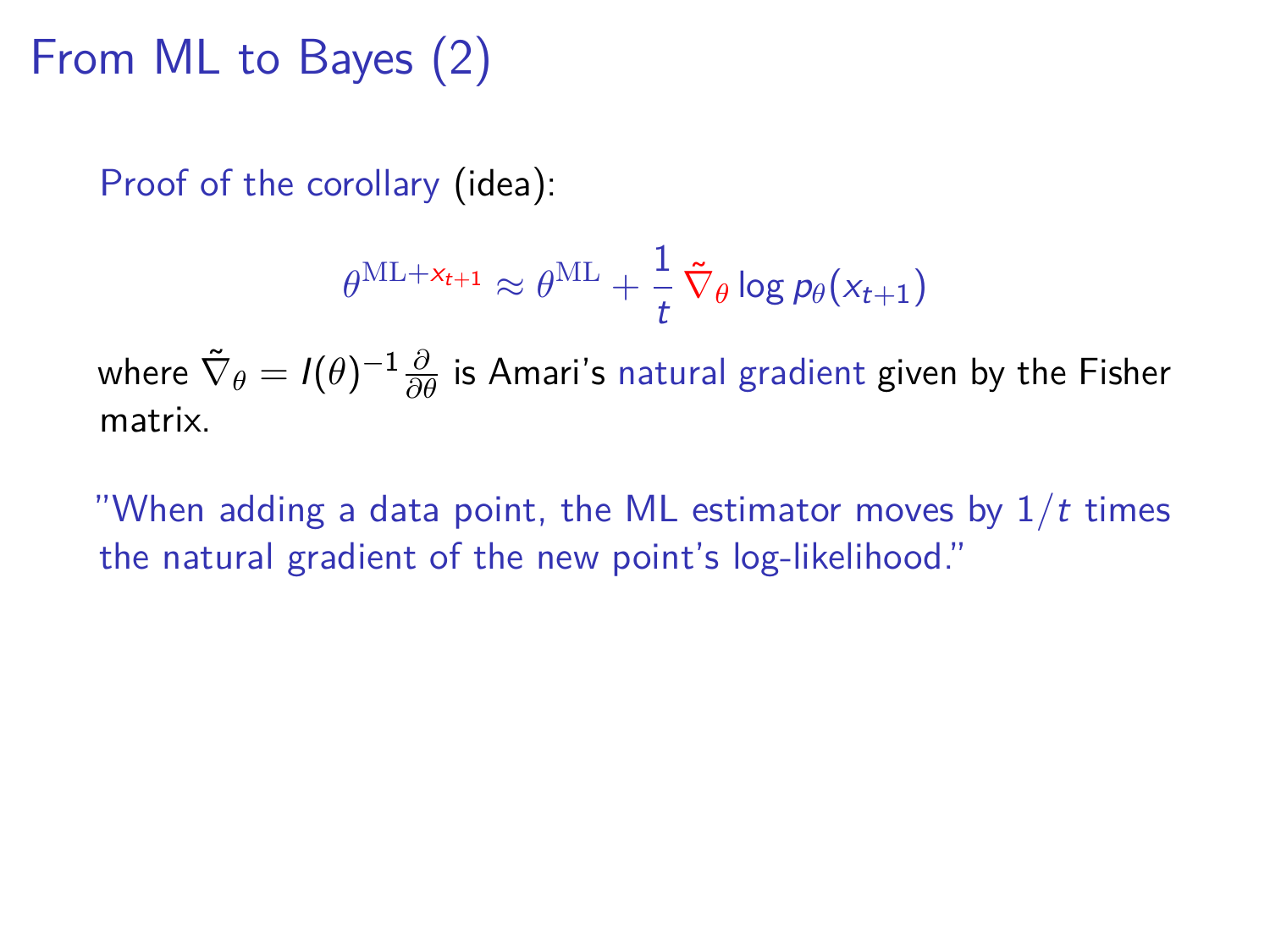# From ML to Bayes (2)

Proof of the corollary (idea):

$$\theta^{\mathrm{ML}+x_{t+1}} \approx \theta^{\mathrm{ML}} + \frac{1}{t}\,\tilde{\nabla}_\theta \log p_\theta(x_{t+1})$$

where $\tilde{\nabla}_\theta = I(\theta)^{-1}\frac{\partial}{\partial\theta}$ is Amari's natural gradient given by the Fisher matrix.

"When adding a data point, the ML estimator moves by $1/t$ times the natural gradient of the new point's log-likelihood."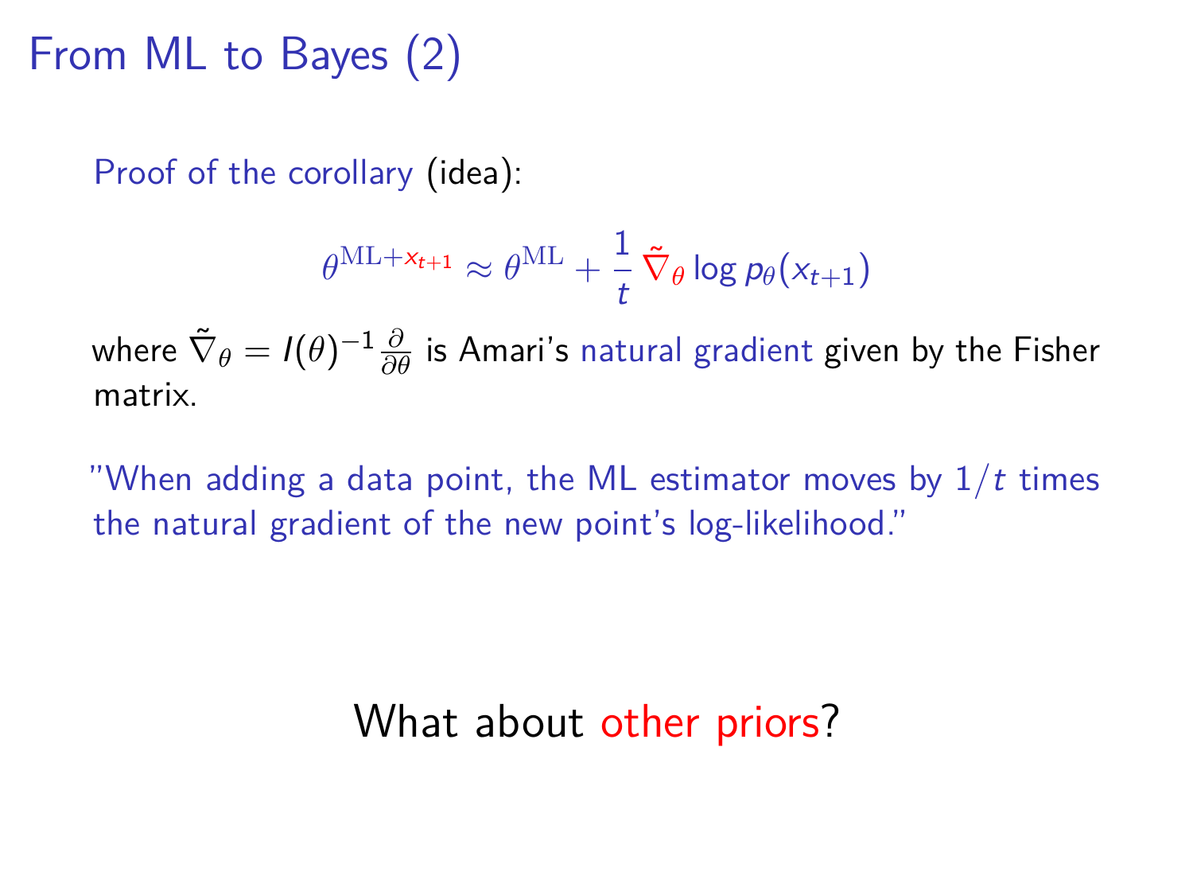# From ML to Bayes (2)

Proof of the corollary (idea):

$$\theta^{\mathrm{ML}+x_{t+1}} \approx \theta^{\mathrm{ML}} + \frac{1}{t}\,\tilde{\nabla}_\theta \log p_\theta(x_{t+1})$$

where $\tilde{\nabla}_\theta = I(\theta)^{-1}\frac{\partial}{\partial\theta}$ is Amari's natural gradient given by the Fisher matrix.

"When adding a data point, the ML estimator moves by $1/t$ times the natural gradient of the new point's log-likelihood."

What about other priors?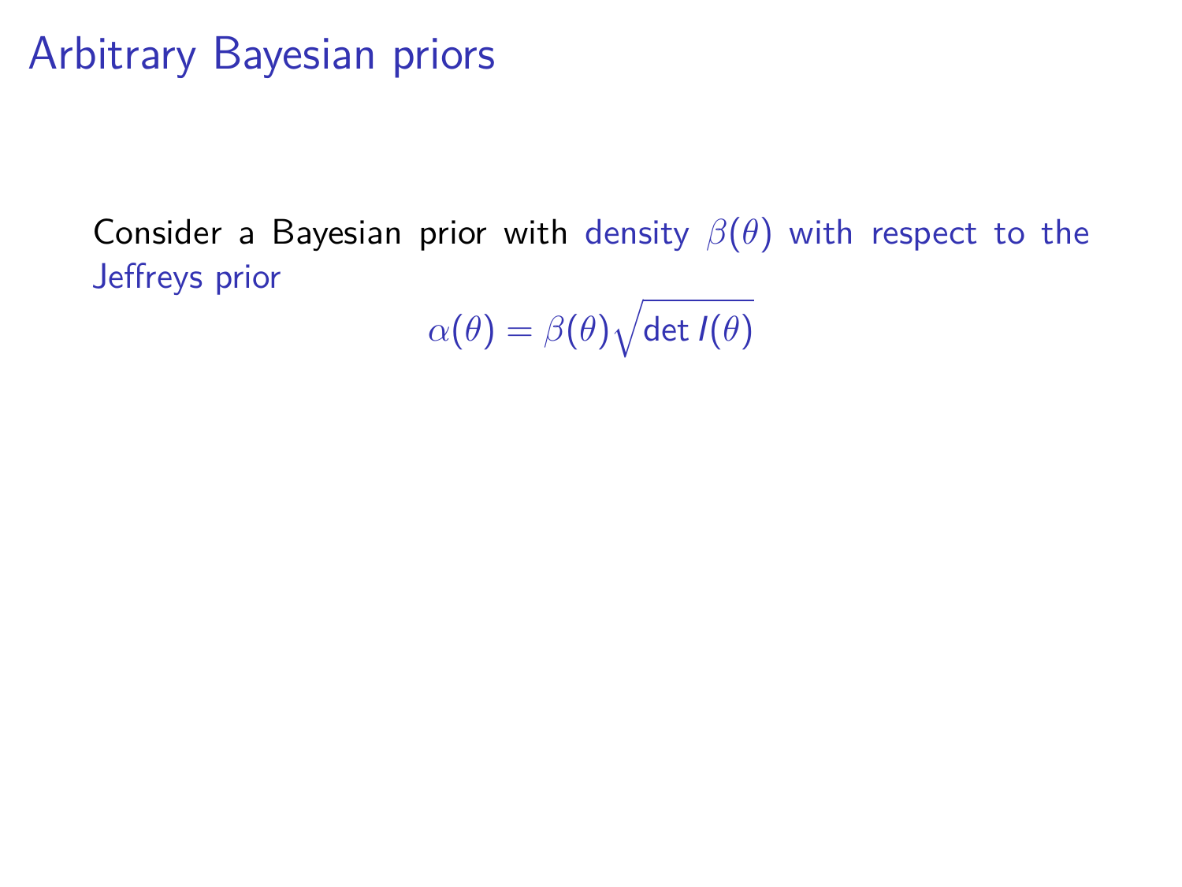# Arbitrary Bayesian priors

Consider a Bayesian prior with density $\beta(\theta)$ with respect to the Jeffreys prior

$$\alpha(\theta) = \beta(\theta)\sqrt{\det I(\theta)}$$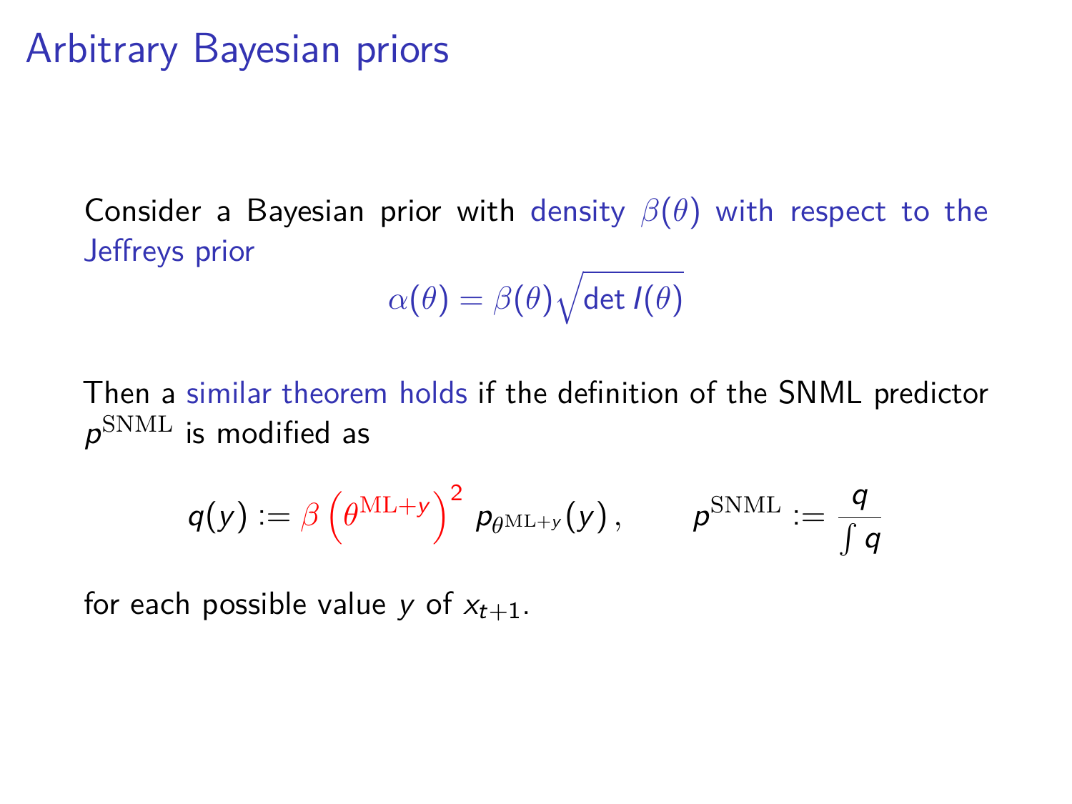# Arbitrary Bayesian priors

Consider a Bayesian prior with density $\beta(\theta)$ with respect to the Jeffreys prior

$$\alpha(\theta) = \beta(\theta)\sqrt{\det I(\theta)}$$

Then a similar theorem holds if the definition of the SNML predictor $p^{\mathrm{SNML}}$ is modified as

$$q(y) := \beta\left(\theta^{\mathrm{ML}+y}\right)^2 \, p_{\theta^{\mathrm{ML}+y}}(y)\,, \qquad p^{\mathrm{SNML}} := \frac{q}{\int q}$$

for each possible value $y$ of $x_{t+1}$.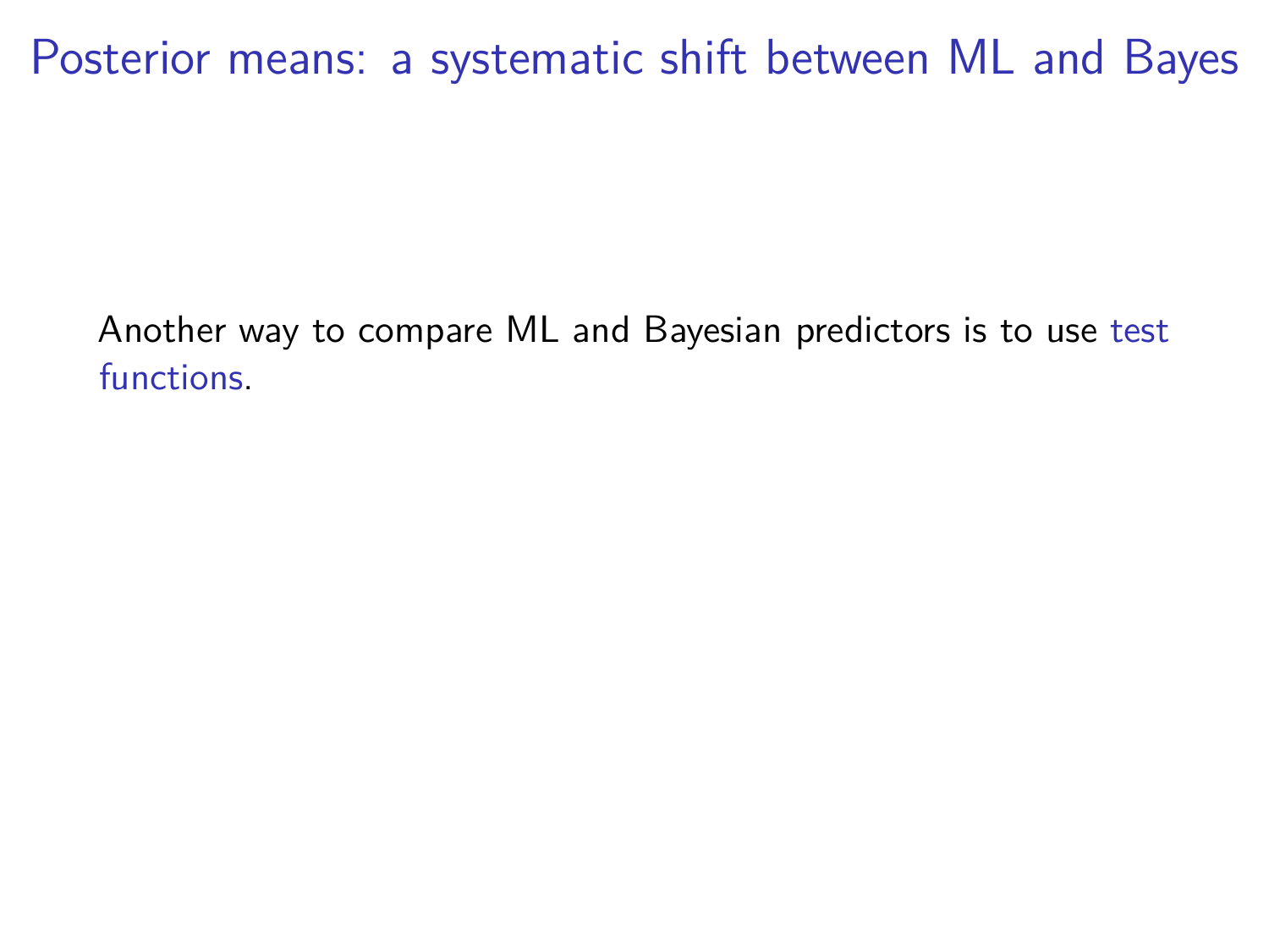# Posterior means: a systematic shift between ML and Bayes

Another way to compare ML and Bayesian predictors is to use test functions.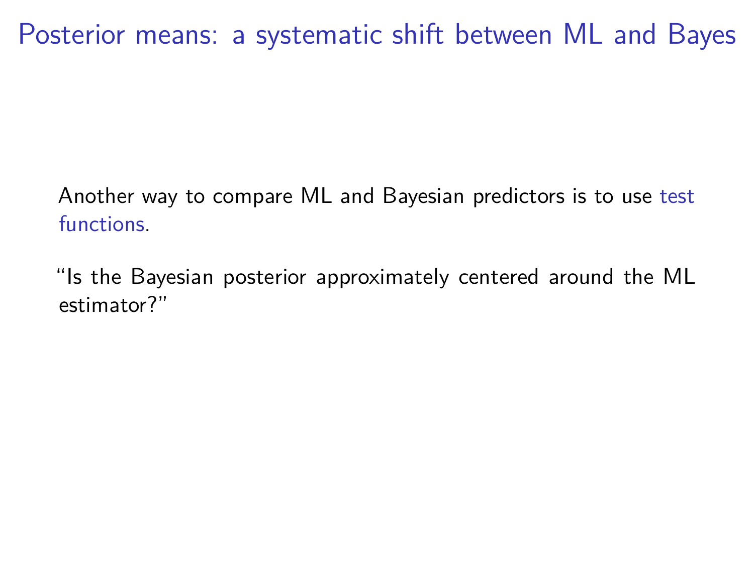# Posterior means: a systematic shift between ML and Bayes

Another way to compare ML and Bayesian predictors is to use test functions.

"Is the Bayesian posterior approximately centered around the ML estimator?"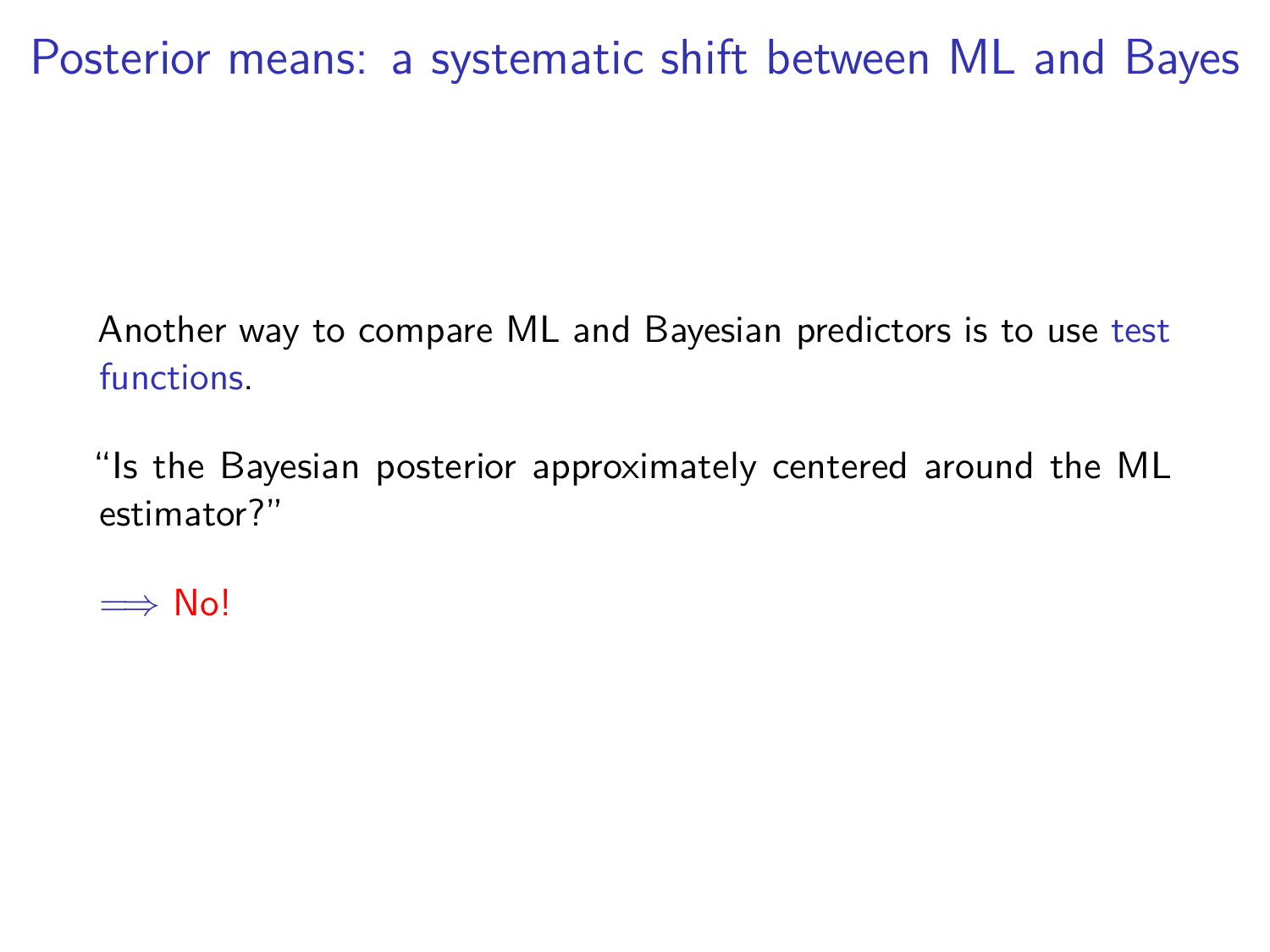# Posterior means: a systematic shift between ML and Bayes

Another way to compare ML and Bayesian predictors is to use test functions.

“Is the Bayesian posterior approximately centered around the ML estimator?”

$\Longrightarrow$ No!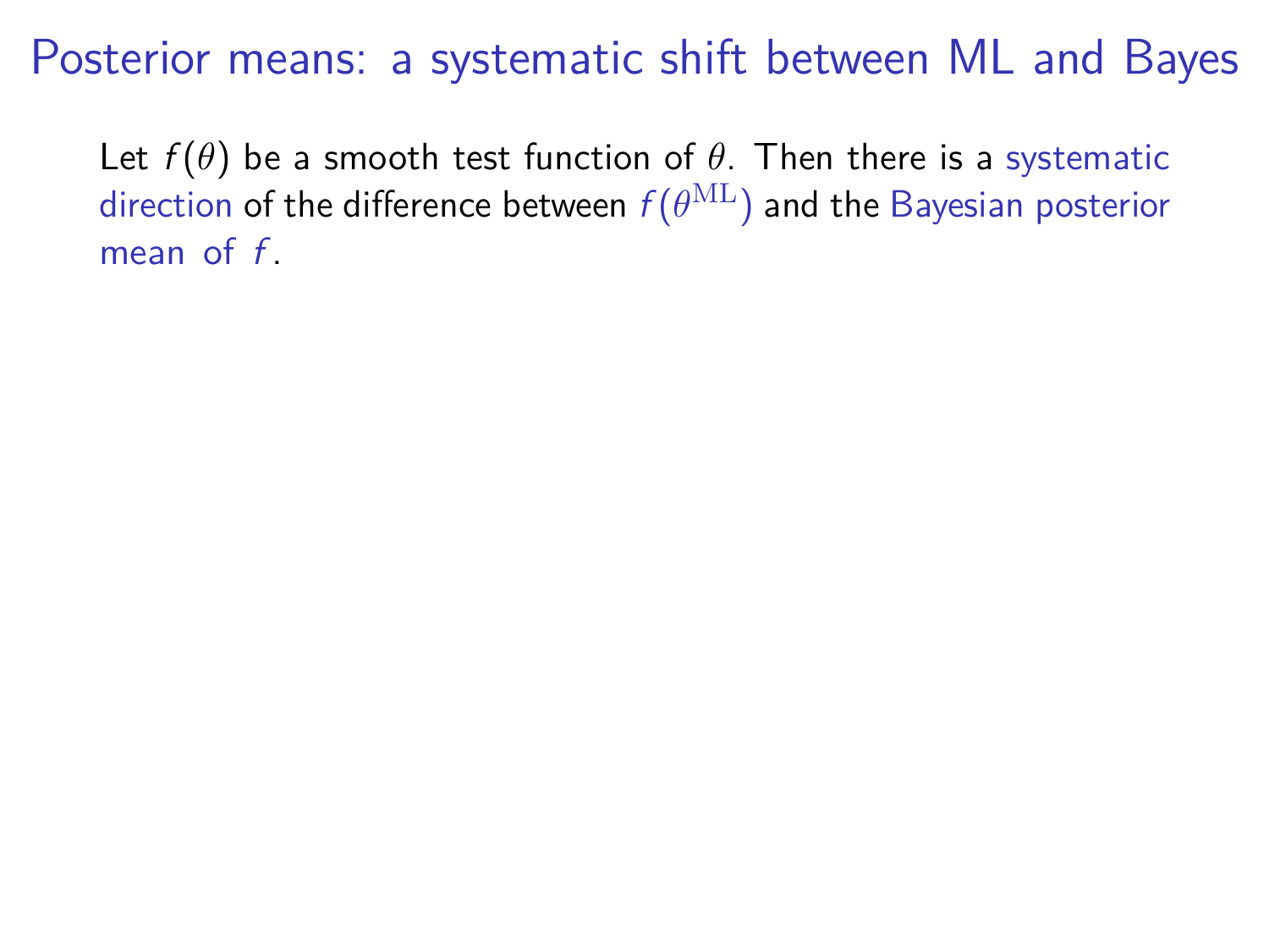# Posterior means: a systematic shift between ML and Bayes

Let $f(\theta)$ be a smooth test function of $\theta$. Then there is a systematic direction of the difference between $f(\theta^{\mathrm{ML}})$ and the Bayesian posterior mean of $f$.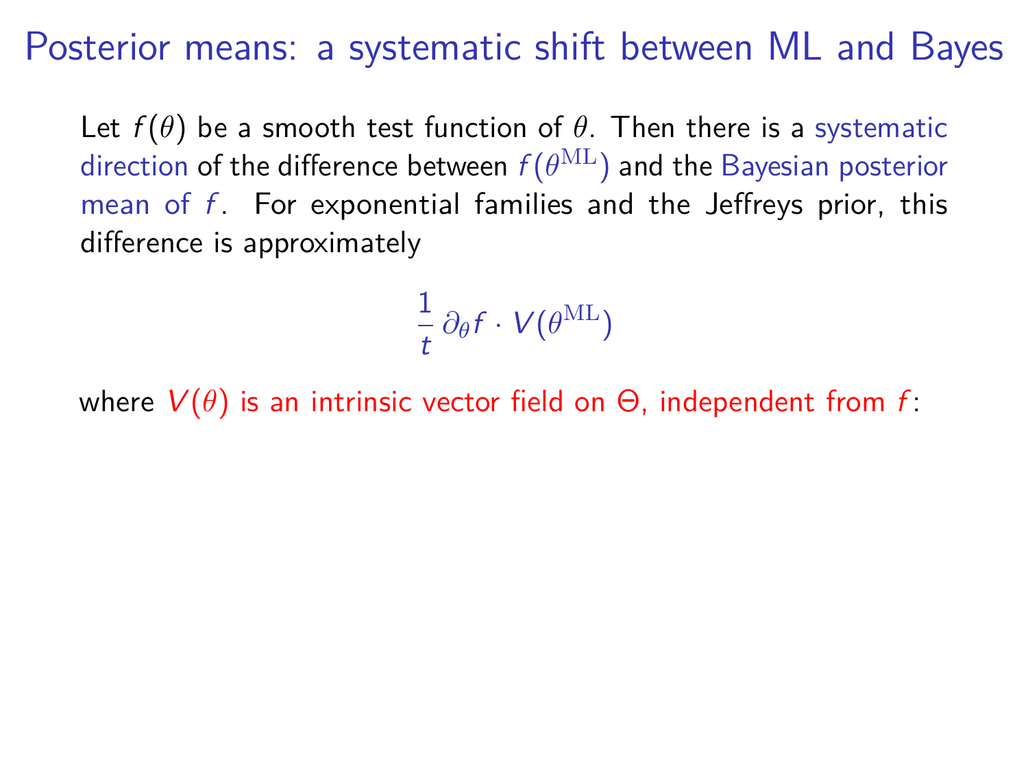# Posterior means: a systematic shift between ML and Bayes

Let $f(\theta)$ be a smooth test function of $\theta$. Then there is a systematic direction of the difference between $f(\theta^{\mathrm{ML}})$ and the Bayesian posterior mean of $f$. For exponential families and the Jeffreys prior, this difference is approximately

$$\frac{1}{t}\,\partial_\theta f \cdot V(\theta^{\mathrm{ML}})$$

where $V(\theta)$ is an intrinsic vector field on $\Theta$, independent from $f$: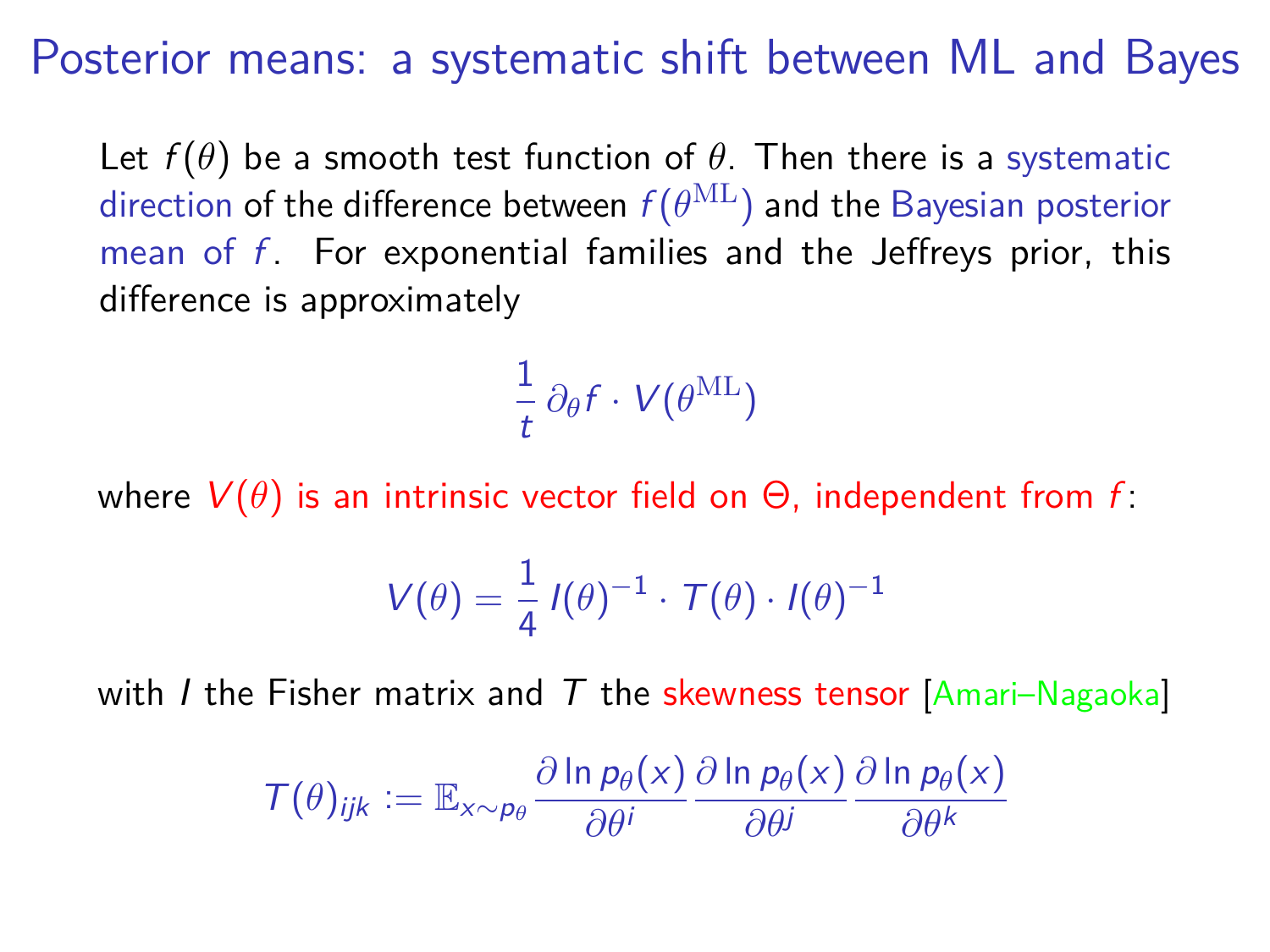# Posterior means: a systematic shift between ML and Bayes

Let $f(\theta)$ be a smooth test function of $\theta$. Then there is a systematic direction of the difference between $f(\theta^{\mathrm{ML}})$ and the Bayesian posterior mean of $f$. For exponential families and the Jeffreys prior, this difference is approximately

$$\frac{1}{t}\,\partial_\theta f \cdot V(\theta^{\mathrm{ML}})$$

where $V(\theta)$ is an intrinsic vector field on $\Theta$, independent from $f$:

$$V(\theta) = \frac{1}{4}\,I(\theta)^{-1} \cdot T(\theta) \cdot I(\theta)^{-1}$$

with $I$ the Fisher matrix and $T$ the skewness tensor [Amari–Nagaoka]

$$T(\theta)_{ijk} := \mathbb{E}_{x\sim p_\theta} \frac{\partial \ln p_\theta(x)}{\partial \theta^i} \frac{\partial \ln p_\theta(x)}{\partial \theta^j} \frac{\partial \ln p_\theta(x)}{\partial \theta^k}$$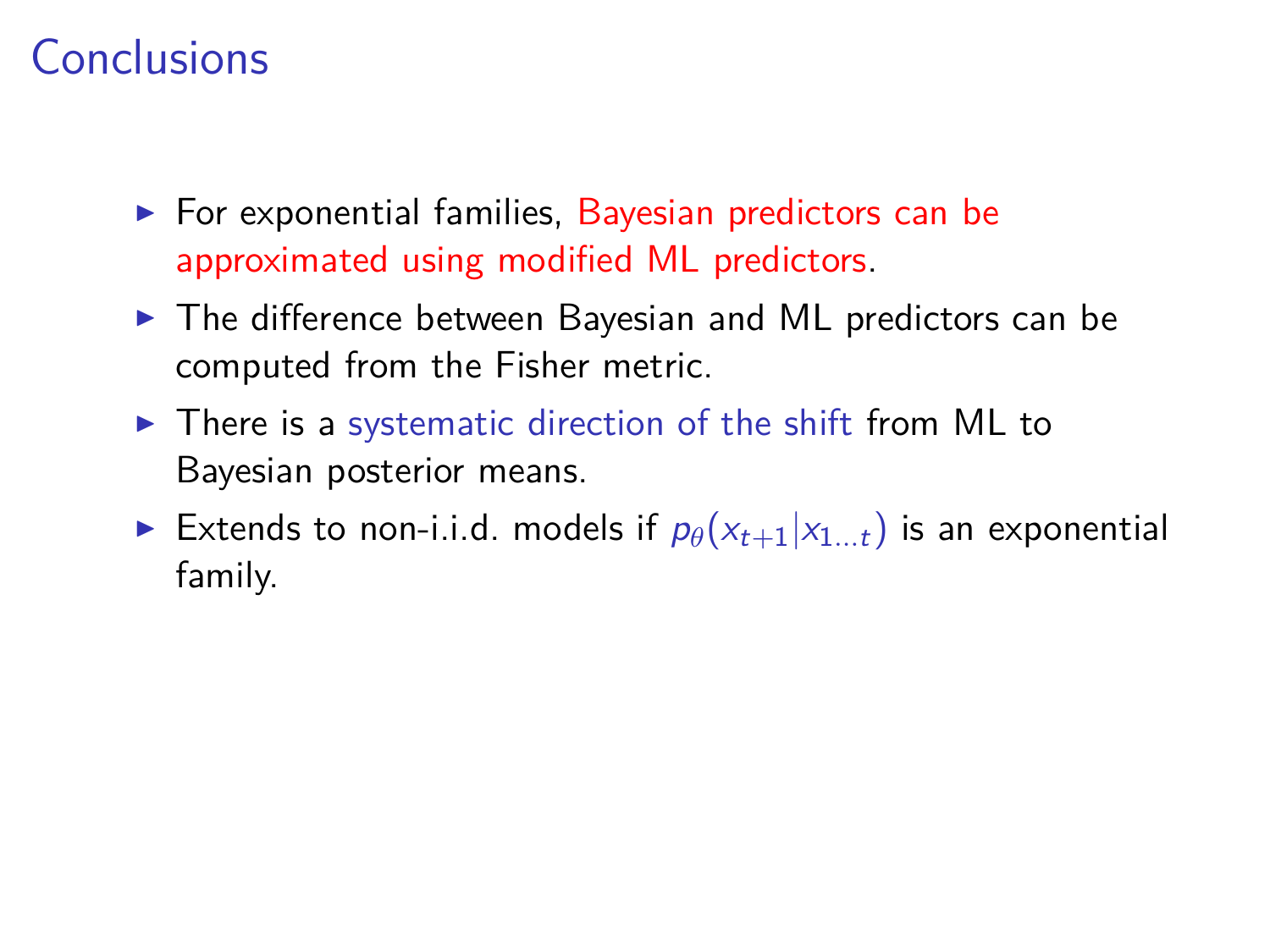# Conclusions

- For exponential families, Bayesian predictors can be approximated using modified ML predictors.
- The difference between Bayesian and ML predictors can be computed from the Fisher metric.
- There is a systematic direction of the shift from ML to Bayesian posterior means.
- Extends to non-i.i.d. models if $p_\theta(x_{t+1}|x_{1\ldots t})$ is an exponential family.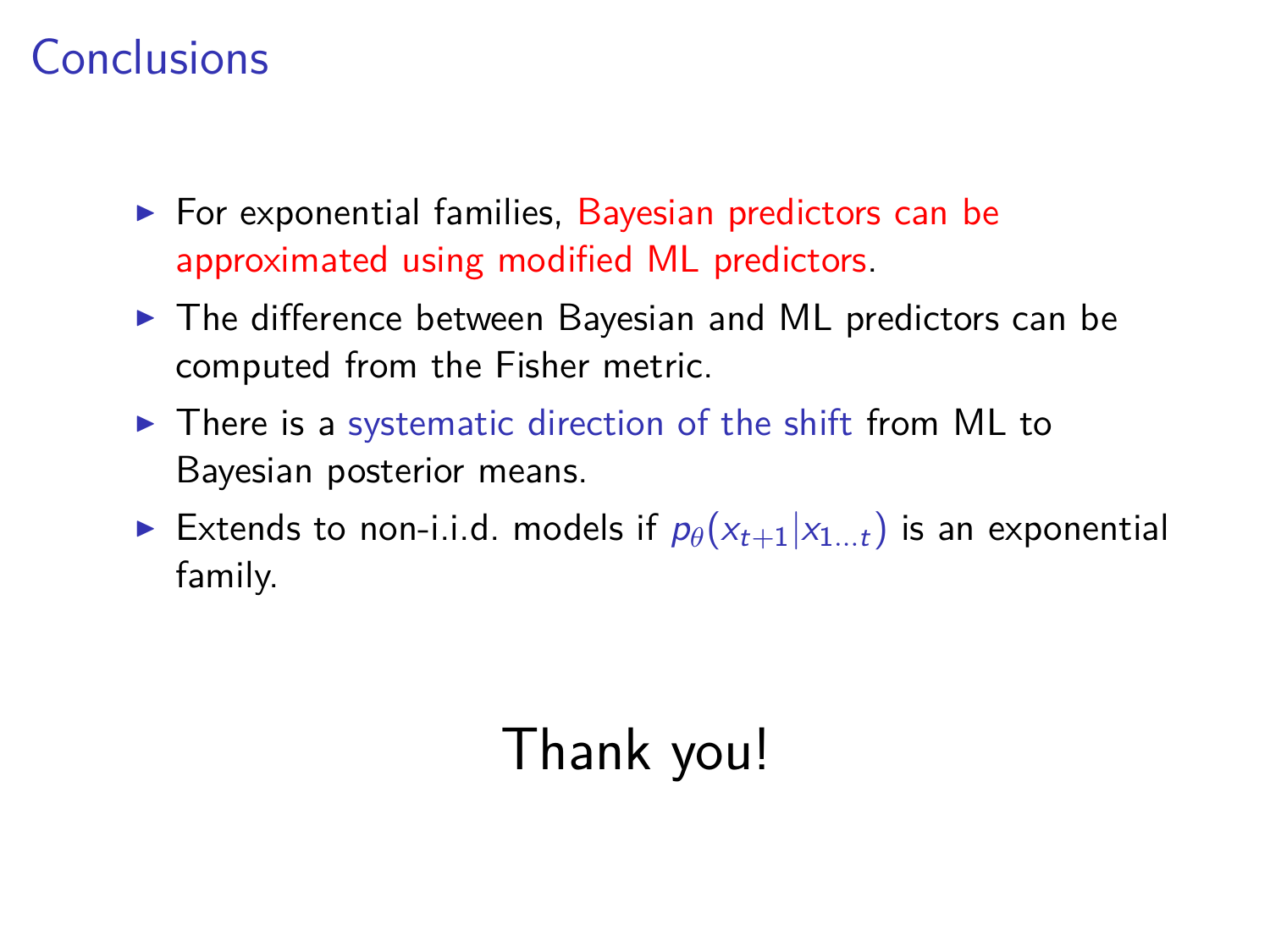# Conclusions

- For exponential families, Bayesian predictors can be approximated using modified ML predictors.
- The difference between Bayesian and ML predictors can be computed from the Fisher metric.
- There is a systematic direction of the shift from ML to Bayesian posterior means.
- Extends to non-i.i.d. models if $p_\theta(x_{t+1}|x_{1\dots t})$ is an exponential family.

Thank you!